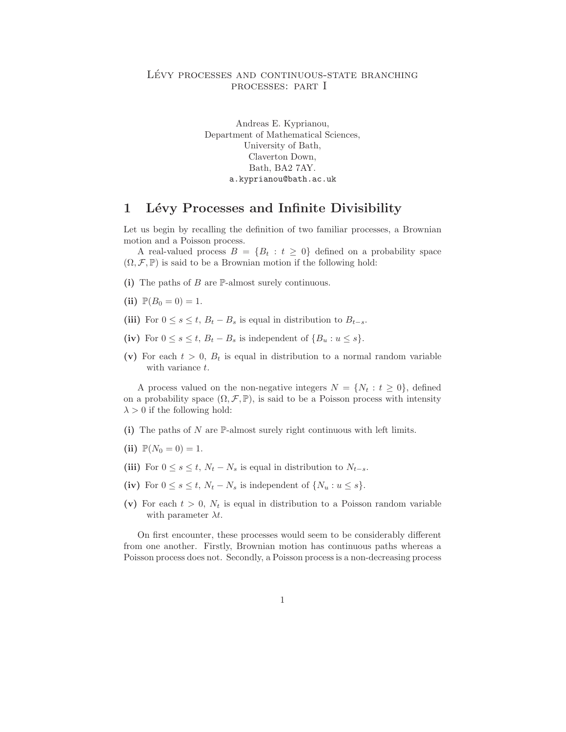# Lévy processes and continuous-state branching processes: part I

Andreas E. Kyprianou,
Department of Mathematical Sciences,
University of Bath,
Claverton Down,
Bath, BA2 7AY.
a.kyprianou@bath.ac.uk

## 1 Lévy Processes and Infinite Divisibility

Let us begin by recalling the definition of two familiar processes, a Brownian motion and a Poisson process.

A real-valued process $B = \{B_t : t \geq 0\}$ defined on a probability space $(\Omega, \mathcal{F}, \mathbb{P})$ is said to be a Brownian motion if the following hold:

**(i)** The paths of $B$ are $\mathbb{P}$-almost surely continuous.

**(ii)** $\mathbb{P}(B_0 = 0) = 1$.

**(iii)** For $0 \leq s \leq t$, $B_t - B_s$ is equal in distribution to $B_{t-s}$.

**(iv)** For $0 \leq s \leq t$, $B_t - B_s$ is independent of $\{B_u : u \leq s\}$.

**(v)** For each $t > 0$, $B_t$ is equal in distribution to a normal random variable with variance $t$.

A process valued on the non-negative integers $N = \{N_t : t \geq 0\}$, defined on a probability space $(\Omega, \mathcal{F}, \mathbb{P})$, is said to be a Poisson process with intensity $\lambda > 0$ if the following hold:

**(i)** The paths of $N$ are $\mathbb{P}$-almost surely right continuous with left limits.

**(ii)** $\mathbb{P}(N_0 = 0) = 1$.

**(iii)** For $0 \leq s \leq t$, $N_t - N_s$ is equal in distribution to $N_{t-s}$.

**(iv)** For $0 \leq s \leq t$, $N_t - N_s$ is independent of $\{N_u : u \leq s\}$.

**(v)** For each $t > 0$, $N_t$ is equal in distribution to a Poisson random variable with parameter $\lambda t$.

On first encounter, these processes would seem to be considerably different from one another. Firstly, Brownian motion has continuous paths whereas a Poisson process does not. Secondly, a Poisson process is a non-decreasing process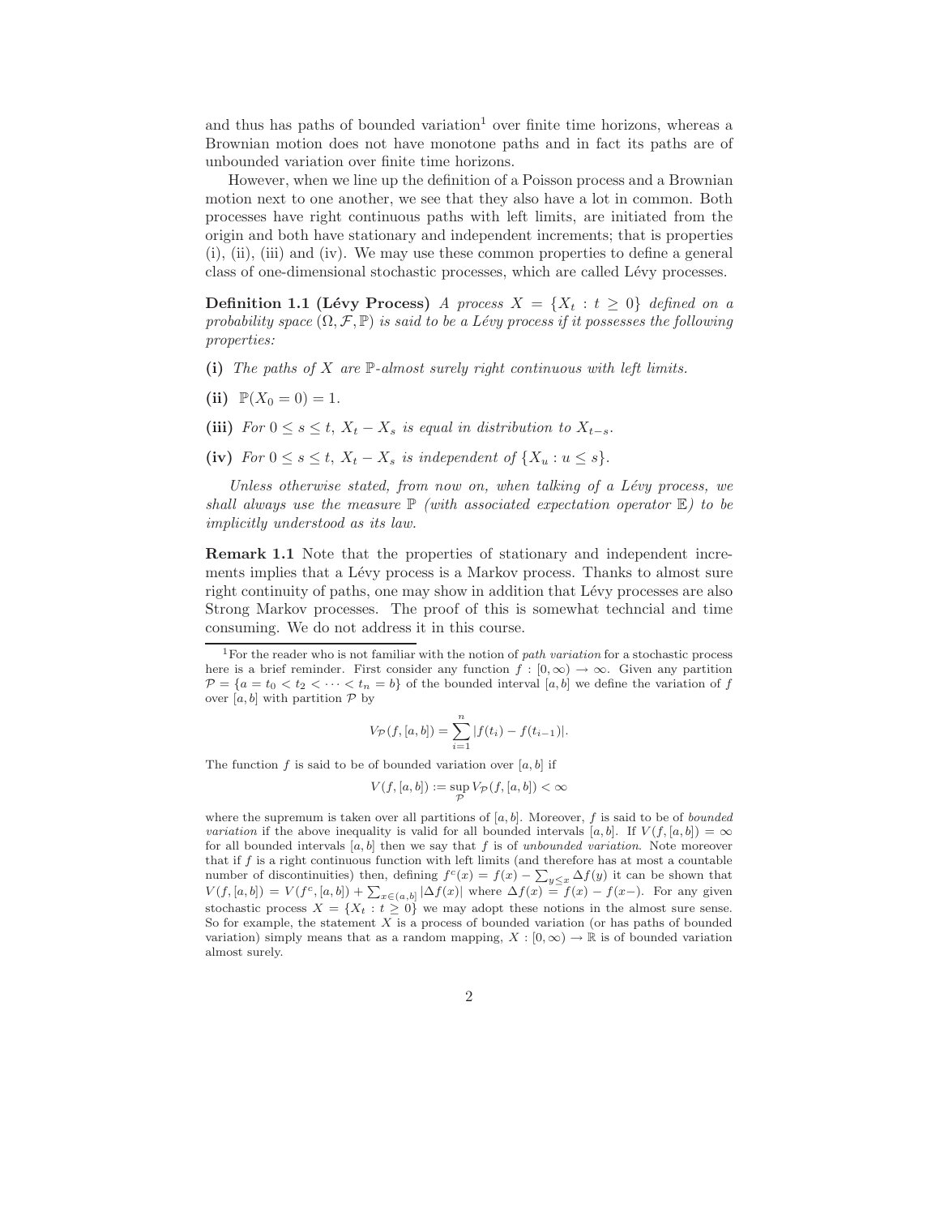and thus has paths of bounded variation[1] over finite time horizons, whereas a Brownian motion does not have monotone paths and in fact its paths are of unbounded variation over finite time horizons.

However, when we line up the definition of a Poisson process and a Brownian motion next to one another, we see that they also have a lot in common. Both processes have right continuous paths with left limits, are initiated from the origin and both have stationary and independent increments; that is properties (i), (ii), (iii) and (iv). We may use these common properties to define a general class of one-dimensional stochastic processes, which are called Lévy processes.

**Definition 1.1 (Lévy Process)** *A process $X = \{X_t : t \geq 0\}$ defined on a probability space $(\Omega, \mathcal{F}, \mathbb{P})$ is said to be a Lévy process if it possesses the following properties:*

**(i)** *The paths of $X$ are $\mathbb{P}$-almost surely right continuous with left limits.*

**(ii)** $\mathbb{P}(X_0 = 0) = 1$.

**(iii)** *For $0 \leq s \leq t$, $X_t - X_s$ is equal in distribution to $X_{t-s}$.*

**(iv)** *For $0 \leq s \leq t$, $X_t - X_s$ is independent of $\{X_u : u \leq s\}$.*

*Unless otherwise stated, from now on, when talking of a Lévy process, we shall always use the measure $\mathbb{P}$ (with associated expectation operator $\mathbb{E}$) to be implicitly understood as its law.*

**Remark 1.1** Note that the properties of stationary and independent increments implies that a Lévy process is a Markov process. Thanks to almost sure right continuity of paths, one may show in addition that Lévy processes are also Strong Markov processes. The proof of this is somewhat techncial and time consuming. We do not address it in this course.

---

[1] For the reader who is not familiar with the notion of *path variation* for a stochastic process here is a brief reminder. First consider any function $f : [0, \infty) \to \infty$. Given any partition $\mathcal{P} = \{a = t_0 < t_2 < \cdots < t_n = b\}$ of the bounded interval $[a, b]$ we define the variation of $f$ over $[a, b]$ with partition $\mathcal{P}$ by

$$V_{\mathcal{P}}(f, [a, b]) = \sum_{i=1}^{n} |f(t_i) - f(t_{i-1})|.$$

The function $f$ is said to be of bounded variation over $[a, b]$ if

$$V(f, [a, b]) := \sup_{\mathcal{P}} V_{\mathcal{P}}(f, [a, b]) < \infty$$

where the supremum is taken over all partitions of $[a, b]$. Moreover, $f$ is said to be of *bounded variation* if the above inequality is valid for all bounded intervals $[a, b]$. If $V(f, [a, b]) = \infty$ for all bounded intervals $[a, b]$ then we say that $f$ is of *unbounded variation*. Note moreover that if $f$ is a right continuous function with left limits (and therefore has at most a countable number of discontinuities) then, defining $f^c(x) = f(x) - \sum_{y \leq x} \Delta f(y)$ it can be shown that $V(f, [a, b]) = V(f^c, [a, b]) + \sum_{x \in (a,b]} |\Delta f(x)|$ where $\Delta f(x) = f(x) - f(x-)$. For any given stochastic process $X = \{X_t : t \geq 0\}$ we may adopt these notions in the almost sure sense. So for example, the statement $X$ is a process of bounded variation (or has paths of bounded variation) simply means that as a random mapping, $X : [0, \infty) \to \mathbb{R}$ is of bounded variation almost surely.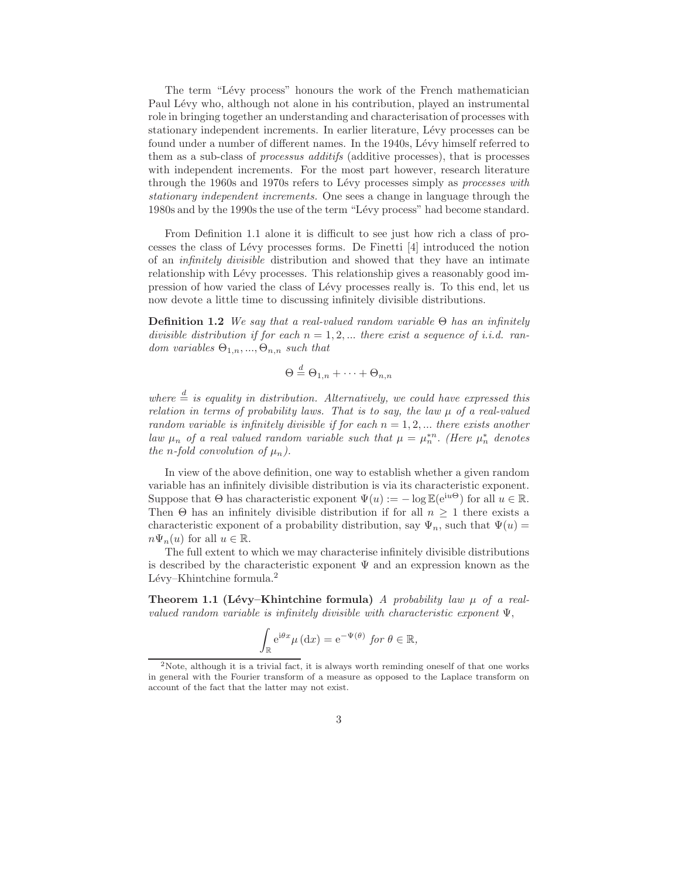The term "Lévy process" honours the work of the French mathematician Paul Lévy who, although not alone in his contribution, played an instrumental role in bringing together an understanding and characterisation of processes with stationary independent increments. In earlier literature, Lévy processes can be found under a number of different names. In the 1940s, Lévy himself referred to them as a sub-class of *processus additifs* (additive processes), that is processes with independent increments. For the most part however, research literature through the 1960s and 1970s refers to Lévy processes simply as *processes with stationary independent increments.* One sees a change in language through the 1980s and by the 1990s the use of the term "Lévy process" had become standard.

From Definition 1.1 alone it is difficult to see just how rich a class of processes the class of Lévy processes forms. De Finetti [4] introduced the notion of an *infinitely divisible* distribution and showed that they have an intimate relationship with Lévy processes. This relationship gives a reasonably good impression of how varied the class of Lévy processes really is. To this end, let us now devote a little time to discussing infinitely divisible distributions.

**Definition 1.2** *We say that a real-valued random variable $\Theta$ has an infinitely divisible distribution if for each $n = 1, 2, ...$ there exist a sequence of i.i.d. random variables $\Theta_{1,n}, ..., \Theta_{n,n}$ such that*

$$\Theta \stackrel{d}{=} \Theta_{1,n} + \cdots + \Theta_{n,n}$$

*where $\stackrel{d}{=}$ is equality in distribution. Alternatively, we could have expressed this relation in terms of probability laws. That is to say, the law $\mu$ of a real-valued random variable is infinitely divisible if for each $n = 1, 2, ...$ there exists another law $\mu_n$ of a real valued random variable such that $\mu = \mu_n^{*n}$. (Here $\mu_n^*$ denotes the n-fold convolution of $\mu_n$).*

In view of the above definition, one way to establish whether a given random variable has an infinitely divisible distribution is via its characteristic exponent. Suppose that $\Theta$ has characteristic exponent $\Psi(u) := -\log \mathbb{E}(\mathrm{e}^{\mathrm{i}u\Theta})$ for all $u \in \mathbb{R}$. Then $\Theta$ has an infinitely divisible distribution if for all $n \geq 1$ there exists a characteristic exponent of a probability distribution, say $\Psi_n$, such that $\Psi(u) = n\Psi_n(u)$ for all $u \in \mathbb{R}$.

The full extent to which we may characterise infinitely divisible distributions is described by the characteristic exponent $\Psi$ and an expression known as the Lévy–Khintchine formula.[2]

**Theorem 1.1 (Lévy–Khintchine formula)** *A probability law $\mu$ of a real-valued random variable is infinitely divisible with characteristic exponent $\Psi$,*

$$\int_{\mathbb{R}} \mathrm{e}^{\mathrm{i}\theta x} \mu(\mathrm{d}x) = \mathrm{e}^{-\Psi(\theta)} \text{ for } \theta \in \mathbb{R},$$

[2] Note, although it is a trivial fact, it is always worth reminding oneself of that one works in general with the Fourier transform of a measure as opposed to the Laplace transform on account of the fact that the latter may not exist.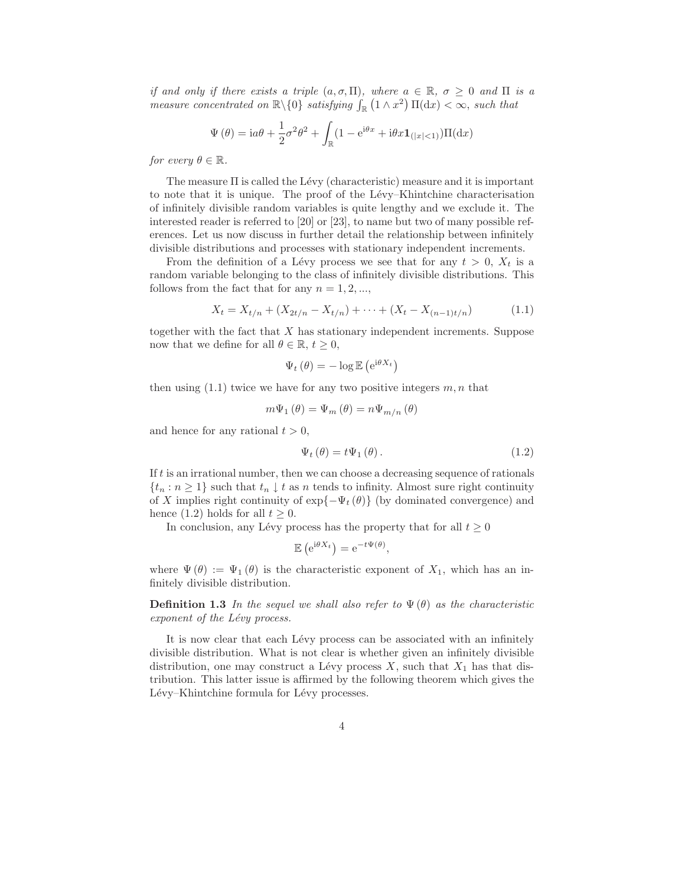*if and only if there exists a triple $(a, \sigma, \Pi)$, where $a \in \mathbb{R}$, $\sigma \geq 0$ and $\Pi$ is a measure concentrated on $\mathbb{R}\backslash\{0\}$ satisfying $\int_{\mathbb{R}} \left(1 \wedge x^2\right) \Pi(\mathrm{d}x) < \infty$, such that*

$$\Psi\left(\theta\right) = \mathrm{i}a\theta + \frac{1}{2}\sigma^2\theta^2 + \int_{\mathbb{R}} (1 - \mathrm{e}^{\mathrm{i}\theta x} + \mathrm{i}\theta x \mathbf{1}_{(|x|<1)})\Pi(\mathrm{d}x)$$

*for every $\theta \in \mathbb{R}$.*

The measure $\Pi$ is called the Lévy (characteristic) measure and it is important to note that it is unique. The proof of the Lévy–Khintchine characterisation of infinitely divisible random variables is quite lengthy and we exclude it. The interested reader is referred to [20] or [23], to name but two of many possible references. Let us now discuss in further detail the relationship between infinitely divisible distributions and processes with stationary independent increments.

From the definition of a Lévy process we see that for any $t > 0$, $X_t$ is a random variable belonging to the class of infinitely divisible distributions. This follows from the fact that for any $n = 1, 2, ...,$

$$X_t = X_{t/n} + (X_{2t/n} - X_{t/n}) + \cdots + (X_t - X_{(n-1)t/n}) \tag{1.1}$$

together with the fact that $X$ has stationary independent increments. Suppose now that we define for all $\theta \in \mathbb{R}$, $t \geq 0$,

$$\Psi_t\left(\theta\right) = -\log \mathbb{E}\left(\mathrm{e}^{\mathrm{i}\theta X_t}\right)$$

then using (1.1) twice we have for any two positive integers $m, n$ that

$$m\Psi_1\left(\theta\right) = \Psi_m\left(\theta\right) = n\Psi_{m/n}\left(\theta\right)$$

and hence for any rational $t > 0$,

$$\Psi_t\left(\theta\right) = t\Psi_1\left(\theta\right). \tag{1.2}$$

If $t$ is an irrational number, then we can choose a decreasing sequence of rationals $\{t_n : n \geq 1\}$ such that $t_n \downarrow t$ as $n$ tends to infinity. Almost sure right continuity of $X$ implies right continuity of $\exp\{-\Psi_t\left(\theta\right)\}$ (by dominated convergence) and hence (1.2) holds for all $t \geq 0$.

In conclusion, any Lévy process has the property that for all $t \geq 0$

$$\mathbb{E}\left(\mathrm{e}^{\mathrm{i}\theta X_t}\right) = \mathrm{e}^{-t\Psi(\theta)},$$

where $\Psi\left(\theta\right) := \Psi_1\left(\theta\right)$ is the characteristic exponent of $X_1$, which has an infinitely divisible distribution.

**Definition 1.3** *In the sequel we shall also refer to $\Psi\left(\theta\right)$ as the characteristic exponent of the Lévy process.*

It is now clear that each Lévy process can be associated with an infinitely divisible distribution. What is not clear is whether given an infinitely divisible distribution, one may construct a Lévy process $X$, such that $X_1$ has that distribution. This latter issue is affirmed by the following theorem which gives the Lévy–Khintchine formula for Lévy processes.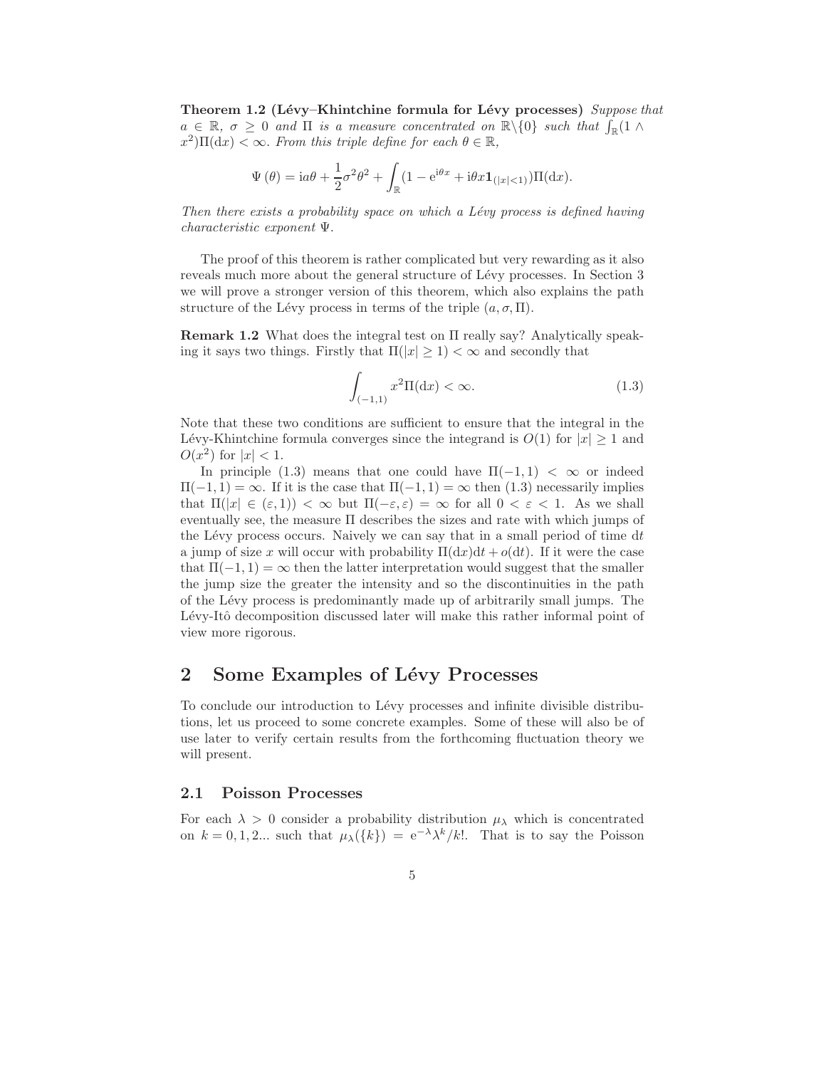**Theorem 1.2 (Lévy–Khintchine formula for Lévy processes)** *Suppose that $a \in \mathbb{R}$, $\sigma \geq 0$ and $\Pi$ is a measure concentrated on $\mathbb{R}\backslash\{0\}$ such that $\int_{\mathbb{R}}(1 \wedge x^2)\Pi(\mathrm{d}x) < \infty$. From this triple define for each $\theta \in \mathbb{R}$,*

$$\Psi(\theta) = \mathrm{i}a\theta + \frac{1}{2}\sigma^2\theta^2 + \int_{\mathbb{R}}(1 - \mathrm{e}^{\mathrm{i}\theta x} + \mathrm{i}\theta x \mathbf{1}_{(|x|<1)})\Pi(\mathrm{d}x).$$

*Then there exists a probability space on which a Lévy process is defined having characteristic exponent $\Psi$.*

The proof of this theorem is rather complicated but very rewarding as it also reveals much more about the general structure of Lévy processes. In Section 3 we will prove a stronger version of this theorem, which also explains the path structure of the Lévy process in terms of the triple $(a, \sigma, \Pi)$.

**Remark 1.2** What does the integral test on $\Pi$ really say? Analytically speaking it says two things. Firstly that $\Pi(|x| \geq 1) < \infty$ and secondly that

$$\int_{(-1,1)} x^2 \Pi(\mathrm{d}x) < \infty. \tag{1.3}$$

Note that these two conditions are sufficient to ensure that the integral in the Lévy-Khintchine formula converges since the integrand is $O(1)$ for $|x| \geq 1$ and $O(x^2)$ for $|x| < 1$.

In principle (1.3) means that one could have $\Pi(-1,1) < \infty$ or indeed $\Pi(-1,1) = \infty$. If it is the case that $\Pi(-1,1) = \infty$ then (1.3) necessarily implies that $\Pi(|x| \in (\varepsilon, 1)) < \infty$ but $\Pi(-\varepsilon, \varepsilon) = \infty$ for all $0 < \varepsilon < 1$. As we shall eventually see, the measure $\Pi$ describes the sizes and rate with which jumps of the Lévy process occurs. Naively we can say that in a small period of time $\mathrm{d}t$ a jump of size $x$ will occur with probability $\Pi(\mathrm{d}x)\mathrm{d}t + o(\mathrm{d}t)$. If it were the case that $\Pi(-1,1) = \infty$ then the latter interpretation would suggest that the smaller the jump size the greater the intensity and so the discontinuities in the path of the Lévy process is predominantly made up of arbitrarily small jumps. The Lévy-Itô decomposition discussed later will make this rather informal point of view more rigorous.

# 2 Some Examples of Lévy Processes

To conclude our introduction to Lévy processes and infinite divisible distributions, let us proceed to some concrete examples. Some of these will also be of use later to verify certain results from the forthcoming fluctuation theory we will present.

## 2.1 Poisson Processes

For each $\lambda > 0$ consider a probability distribution $\mu_\lambda$ which is concentrated on $k = 0, 1, 2...$ such that $\mu_\lambda(\{k\}) = \mathrm{e}^{-\lambda}\lambda^k/k!$. That is to say the Poisson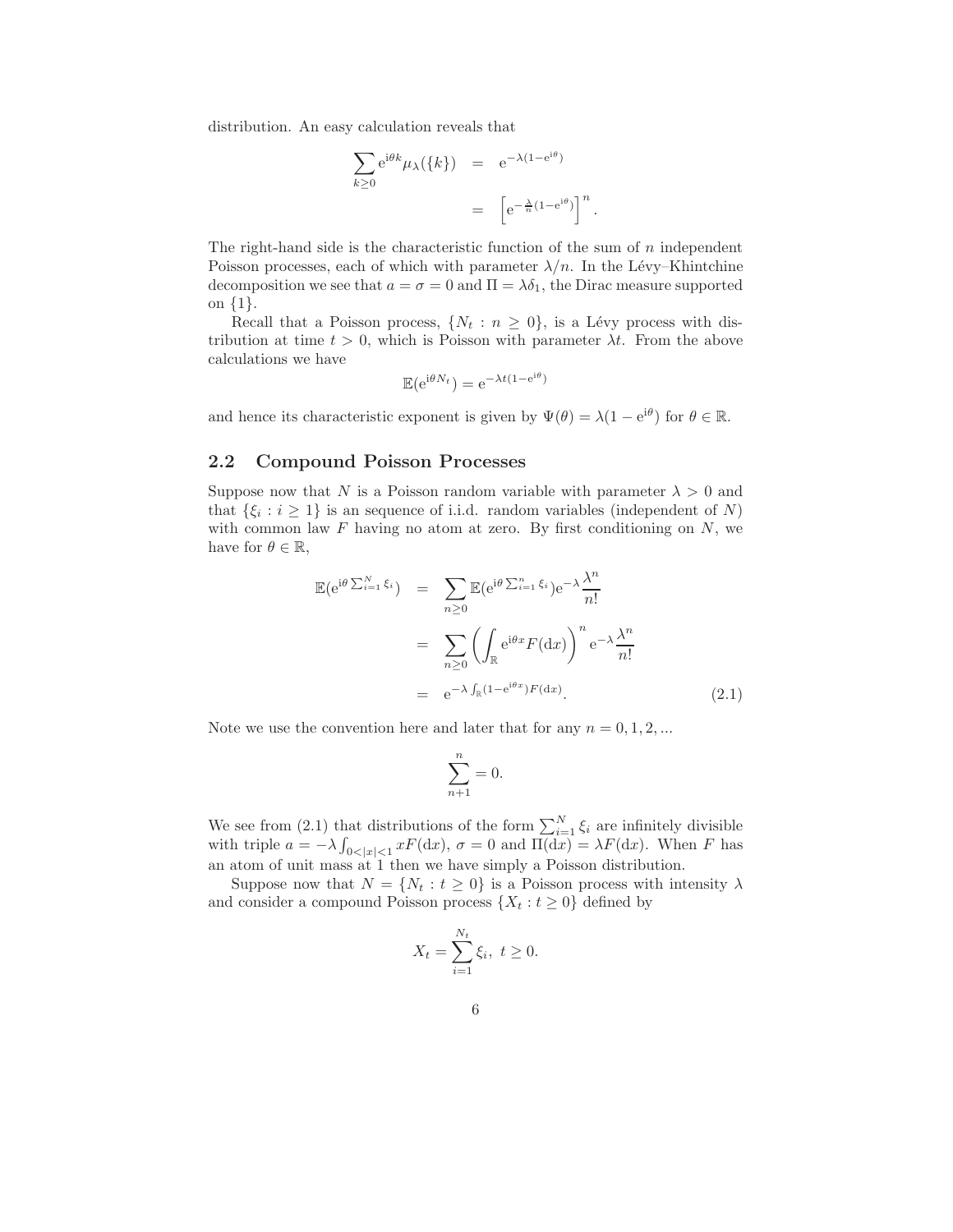distribution. An easy calculation reveals that

$$
\begin{aligned}
\sum_{k\geq 0} \mathrm{e}^{\mathrm{i}\theta k} \mu_\lambda(\{k\}) &= \mathrm{e}^{-\lambda(1-\mathrm{e}^{\mathrm{i}\theta})} \\
&= \left[\mathrm{e}^{-\frac{\lambda}{n}(1-\mathrm{e}^{\mathrm{i}\theta})}\right]^n .
\end{aligned}
$$

The right-hand side is the characteristic function of the sum of $n$ independent Poisson processes, each of which with parameter $\lambda/n$. In the Lévy–Khintchine decomposition we see that $a = \sigma = 0$ and $\Pi = \lambda\delta_1$, the Dirac measure supported on $\{1\}$.

Recall that a Poisson process, $\{N_t : n \geq 0\}$, is a Lévy process with distribution at time $t > 0$, which is Poisson with parameter $\lambda t$. From the above calculations we have

$$
\mathbb{E}(\mathrm{e}^{\mathrm{i}\theta N_t}) = \mathrm{e}^{-\lambda t(1-\mathrm{e}^{\mathrm{i}\theta})}
$$

and hence its characteristic exponent is given by $\Psi(\theta) = \lambda(1 - \mathrm{e}^{\mathrm{i}\theta})$ for $\theta \in \mathbb{R}$.

## 2.2 Compound Poisson Processes

Suppose now that $N$ is a Poisson random variable with parameter $\lambda > 0$ and that $\{\xi_i : i \geq 1\}$ is an sequence of i.i.d. random variables (independent of $N$) with common law $F$ having no atom at zero. By first conditioning on $N$, we have for $\theta \in \mathbb{R}$,

$$
\begin{aligned}
\mathbb{E}(\mathrm{e}^{\mathrm{i}\theta \sum_{i=1}^N \xi_i}) &= \sum_{n\geq 0} \mathbb{E}(\mathrm{e}^{\mathrm{i}\theta \sum_{i=1}^n \xi_i}) \mathrm{e}^{-\lambda} \frac{\lambda^n}{n!} \\
&= \sum_{n\geq 0} \left(\int_{\mathbb{R}} \mathrm{e}^{\mathrm{i}\theta x} F(\mathrm{d}x)\right)^n \mathrm{e}^{-\lambda} \frac{\lambda^n}{n!} \\
&= \mathrm{e}^{-\lambda \int_{\mathbb{R}} (1-\mathrm{e}^{\mathrm{i}\theta x}) F(\mathrm{d}x)}. \qquad (2.1)
\end{aligned}
$$

Note we use the convention here and later that for any $n = 0, 1, 2, ...$

$$
\sum_{n+1}^{n} = 0.
$$

We see from (2.1) that distributions of the form $\sum_{i=1}^N \xi_i$ are infinitely divisible with triple $a = -\lambda \int_{0<|x|<1} xF(\mathrm{d}x)$, $\sigma = 0$ and $\Pi(\mathrm{d}x) = \lambda F(\mathrm{d}x)$. When $F$ has an atom of unit mass at 1 then we have simply a Poisson distribution.

Suppose now that $N = \{N_t : t \geq 0\}$ is a Poisson process with intensity $\lambda$ and consider a compound Poisson process $\{X_t : t \geq 0\}$ defined by

$$
X_t = \sum_{i=1}^{N_t} \xi_i, \ t \geq 0.
$$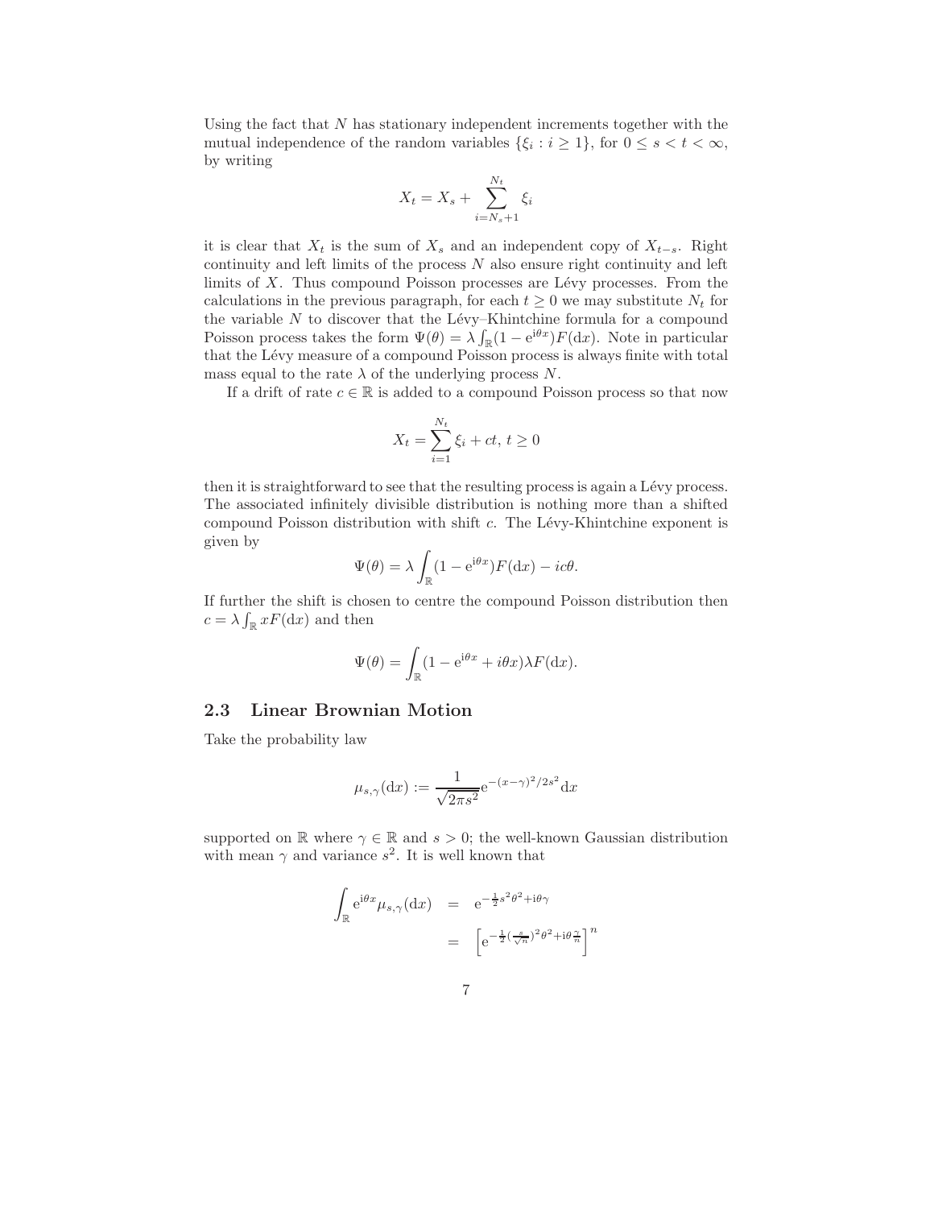Using the fact that $N$ has stationary independent increments together with the mutual independence of the random variables $\{\xi_i : i \geq 1\}$, for $0 \leq s < t < \infty$, by writing

$$X_t = X_s + \sum_{i=N_s+1}^{N_t} \xi_i$$

it is clear that $X_t$ is the sum of $X_s$ and an independent copy of $X_{t-s}$. Right continuity and left limits of the process $N$ also ensure right continuity and left limits of $X$. Thus compound Poisson processes are Lévy processes. From the calculations in the previous paragraph, for each $t \geq 0$ we may substitute $N_t$ for the variable $N$ to discover that the Lévy–Khintchine formula for a compound Poisson process takes the form $\Psi(\theta) = \lambda \int_{\mathbb{R}} (1 - \mathrm{e}^{\mathrm{i}\theta x}) F(\mathrm{d}x)$. Note in particular that the Lévy measure of a compound Poisson process is always finite with total mass equal to the rate $\lambda$ of the underlying process $N$.

If a drift of rate $c \in \mathbb{R}$ is added to a compound Poisson process so that now

$$X_t = \sum_{i=1}^{N_t} \xi_i + ct, \ t \geq 0$$

then it is straightforward to see that the resulting process is again a Lévy process. The associated infinitely divisible distribution is nothing more than a shifted compound Poisson distribution with shift $c$. The Lévy-Khintchine exponent is given by

$$\Psi(\theta) = \lambda \int_{\mathbb{R}} (1 - \mathrm{e}^{\mathrm{i}\theta x}) F(\mathrm{d}x) - ic\theta.$$

If further the shift is chosen to centre the compound Poisson distribution then $c = \lambda \int_{\mathbb{R}} x F(\mathrm{d}x)$ and then

$$\Psi(\theta) = \int_{\mathbb{R}} (1 - \mathrm{e}^{\mathrm{i}\theta x} + i\theta x) \lambda F(\mathrm{d}x).$$

## 2.3 Linear Brownian Motion

Take the probability law

$$\mu_{s,\gamma}(\mathrm{d}x) := \frac{1}{\sqrt{2\pi s^2}} \mathrm{e}^{-(x-\gamma)^2/2s^2} \mathrm{d}x$$

supported on $\mathbb{R}$ where $\gamma \in \mathbb{R}$ and $s > 0$; the well-known Gaussian distribution with mean $\gamma$ and variance $s^2$. It is well known that

$$\begin{aligned}
\int_{\mathbb{R}} \mathrm{e}^{\mathrm{i}\theta x} \mu_{s,\gamma}(\mathrm{d}x) &= \mathrm{e}^{-\frac{1}{2}s^2\theta^2 + \mathrm{i}\theta\gamma} \\
&= \left[ \mathrm{e}^{-\frac{1}{2}(\frac{s}{\sqrt{n}})^2\theta^2 + \mathrm{i}\theta\frac{\gamma}{n}} \right]^n
\end{aligned}$$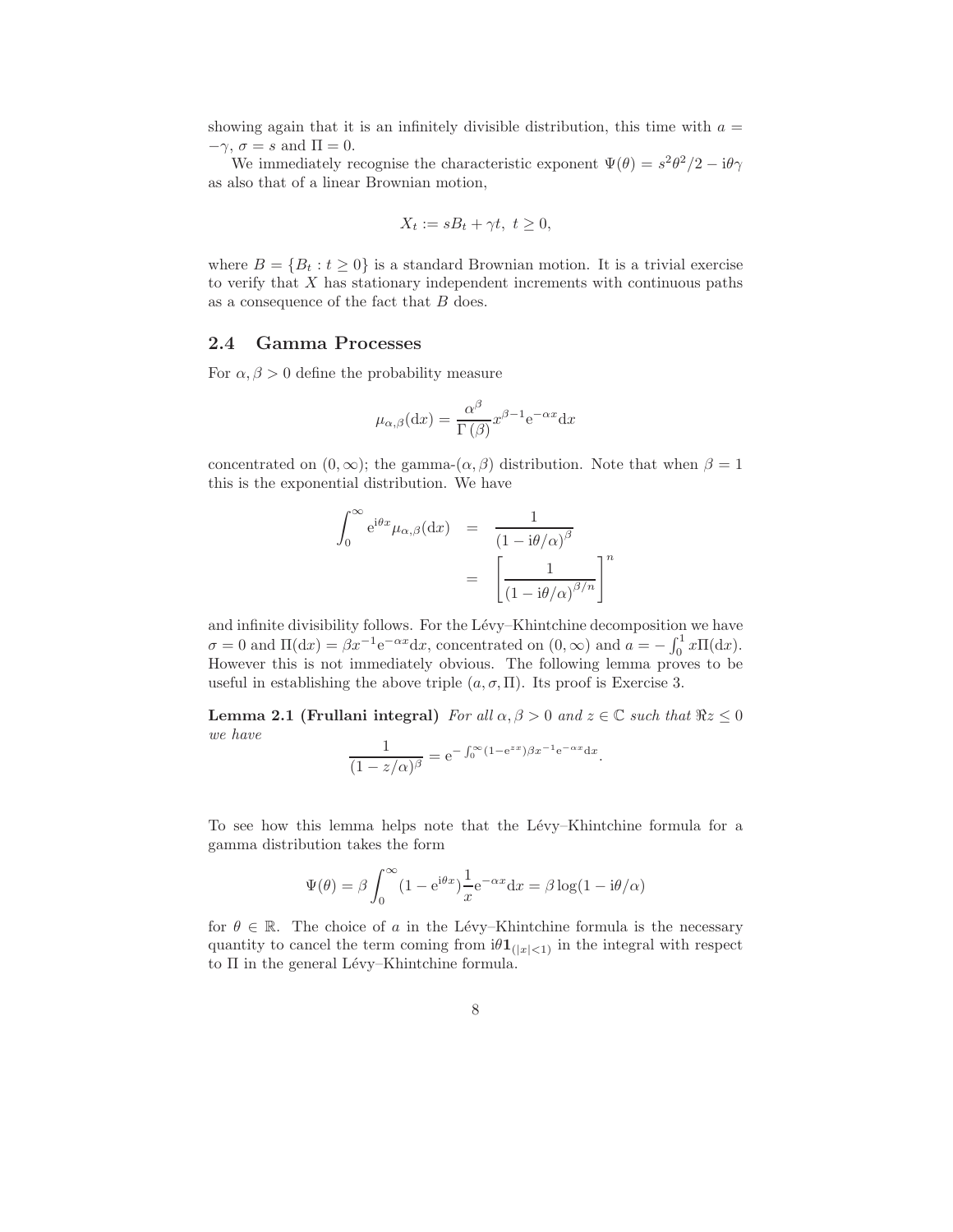showing again that it is an infinitely divisible distribution, this time with $a = -\gamma$, $\sigma = s$ and $\Pi = 0$.

We immediately recognise the characteristic exponent $\Psi(\theta) = s^2\theta^2/2 - \mathrm{i}\theta\gamma$ as also that of a linear Brownian motion,

$$X_t := sB_t + \gamma t, \ t \geq 0,$$

where $B = \{B_t : t \geq 0\}$ is a standard Brownian motion. It is a trivial exercise to verify that $X$ has stationary independent increments with continuous paths as a consequence of the fact that $B$ does.

## 2.4 Gamma Processes

For $\alpha, \beta > 0$ define the probability measure

$$\mu_{\alpha,\beta}(\mathrm{d}x) = \frac{\alpha^\beta}{\Gamma(\beta)} x^{\beta-1} \mathrm{e}^{-\alpha x} \mathrm{d}x$$

concentrated on $(0, \infty)$; the gamma-$(\alpha, \beta)$ distribution. Note that when $\beta = 1$ this is the exponential distribution. We have

$$\begin{aligned}
\int_0^\infty \mathrm{e}^{\mathrm{i}\theta x} \mu_{\alpha,\beta}(\mathrm{d}x) &= \frac{1}{(1 - \mathrm{i}\theta/\alpha)^\beta} \\
&= \left[ \frac{1}{(1 - \mathrm{i}\theta/\alpha)^{\beta/n}} \right]^n
\end{aligned}$$

and infinite divisibility follows. For the Lévy–Khintchine decomposition we have $\sigma = 0$ and $\Pi(\mathrm{d}x) = \beta x^{-1} \mathrm{e}^{-\alpha x} \mathrm{d}x$, concentrated on $(0, \infty)$ and $a = -\int_0^1 x \Pi(\mathrm{d}x)$. However this is not immediately obvious. The following lemma proves to be useful in establishing the above triple $(a, \sigma, \Pi)$. Its proof is Exercise 3.

**Lemma 2.1 (Frullani integral)** *For all $\alpha, \beta > 0$ and $z \in \mathbb{C}$ such that $\Re z \leq 0$ we have*

$$\frac{1}{(1 - z/\alpha)^\beta} = \mathrm{e}^{-\int_0^\infty (1 - \mathrm{e}^{zx}) \beta x^{-1} \mathrm{e}^{-\alpha x} \mathrm{d}x}.$$

To see how this lemma helps note that the Lévy–Khintchine formula for a gamma distribution takes the form

$$\Psi(\theta) = \beta \int_0^\infty (1 - \mathrm{e}^{\mathrm{i}\theta x}) \frac{1}{x} \mathrm{e}^{-\alpha x} \mathrm{d}x = \beta \log(1 - \mathrm{i}\theta/\alpha)$$

for $\theta \in \mathbb{R}$. The choice of $a$ in the Lévy–Khintchine formula is the necessary quantity to cancel the term coming from $\mathrm{i}\theta \mathbf{1}_{(|x|<1)}$ in the integral with respect to $\Pi$ in the general Lévy–Khintchine formula.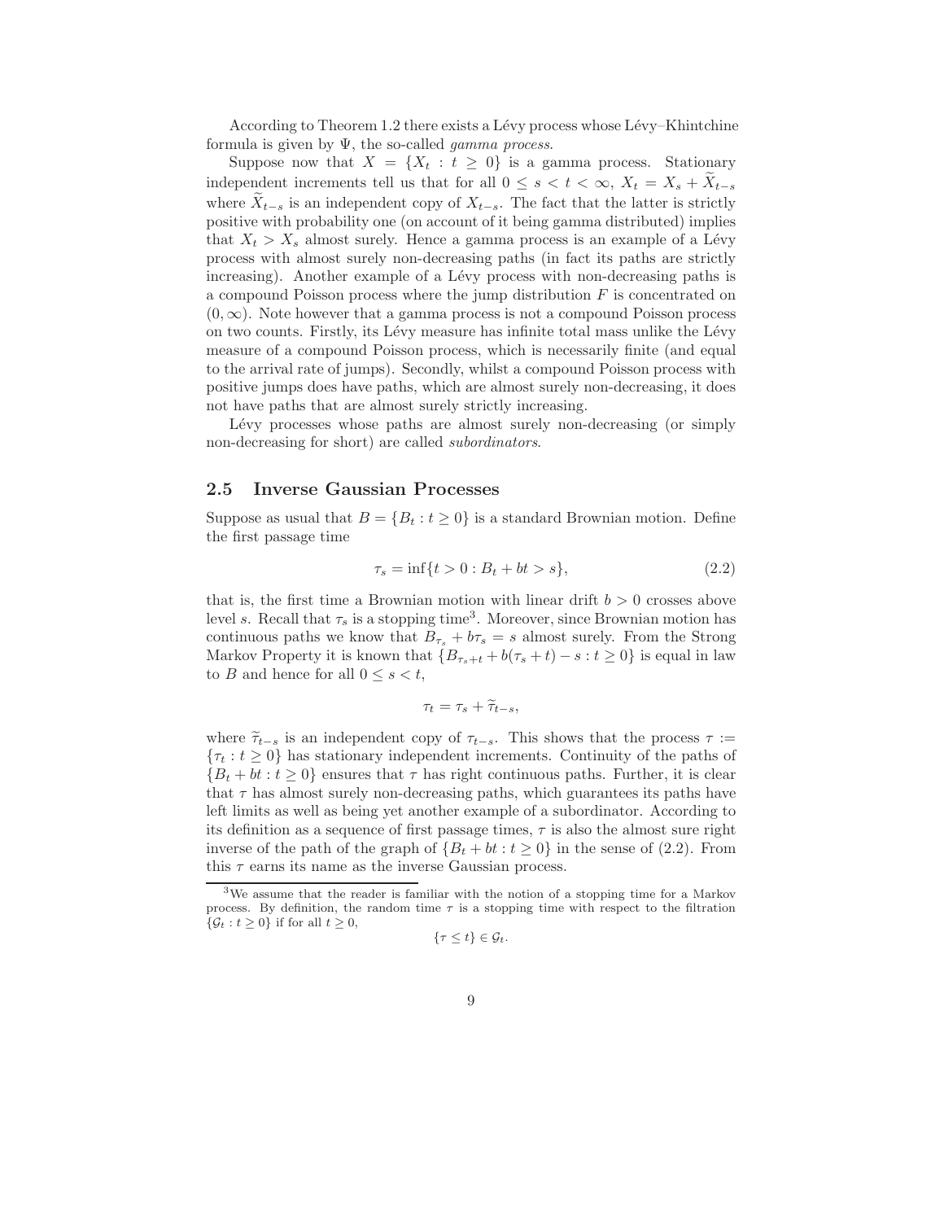According to Theorem 1.2 there exists a Lévy process whose Lévy–Khintchine formula is given by $\Psi$, the so-called *gamma process*.

Suppose now that $X = \{X_t : t \geq 0\}$ is a gamma process. Stationary independent increments tell us that for all $0 \leq s < t < \infty$, $X_t = X_s + \widetilde{X}_{t-s}$ where $\widetilde{X}_{t-s}$ is an independent copy of $X_{t-s}$. The fact that the latter is strictly positive with probability one (on account of it being gamma distributed) implies that $X_t > X_s$ almost surely. Hence a gamma process is an example of a Lévy process with almost surely non-decreasing paths (in fact its paths are strictly increasing). Another example of a Lévy process with non-decreasing paths is a compound Poisson process where the jump distribution $F$ is concentrated on $(0, \infty)$. Note however that a gamma process is not a compound Poisson process on two counts. Firstly, its Lévy measure has infinite total mass unlike the Lévy measure of a compound Poisson process, which is necessarily finite (and equal to the arrival rate of jumps). Secondly, whilst a compound Poisson process with positive jumps does have paths, which are almost surely non-decreasing, it does not have paths that are almost surely strictly increasing.

Lévy processes whose paths are almost surely non-decreasing (or simply non-decreasing for short) are called *subordinators*.

## 2.5 Inverse Gaussian Processes

Suppose as usual that $B = \{B_t : t \geq 0\}$ is a standard Brownian motion. Define the first passage time

$$\tau_s = \inf\{t > 0 : B_t + bt > s\}, \tag{2.2}$$

that is, the first time a Brownian motion with linear drift $b > 0$ crosses above level $s$. Recall that $\tau_s$ is a stopping time[3]. Moreover, since Brownian motion has continuous paths we know that $B_{\tau_s} + b\tau_s = s$ almost surely. From the Strong Markov Property it is known that $\{B_{\tau_s + t} + b(\tau_s + t) - s : t \geq 0\}$ is equal in law to $B$ and hence for all $0 \leq s < t$,

$$\tau_t = \tau_s + \widetilde{\tau}_{t-s},$$

where $\widetilde{\tau}_{t-s}$ is an independent copy of $\tau_{t-s}$. This shows that the process $\tau := \{\tau_t : t \geq 0\}$ has stationary independent increments. Continuity of the paths of $\{B_t + bt : t \geq 0\}$ ensures that $\tau$ has right continuous paths. Further, it is clear that $\tau$ has almost surely non-decreasing paths, which guarantees its paths have left limits as well as being yet another example of a subordinator. According to its definition as a sequence of first passage times, $\tau$ is also the almost sure right inverse of the path of the graph of $\{B_t + bt : t \geq 0\}$ in the sense of (2.2). From this $\tau$ earns its name as the inverse Gaussian process.

[3] We assume that the reader is familiar with the notion of a stopping time for a Markov process. By definition, the random time $\tau$ is a stopping time with respect to the filtration $\{\mathcal{G}_t : t \geq 0\}$ if for all $t \geq 0$,

$$\{\tau \leq t\} \in \mathcal{G}_t.$$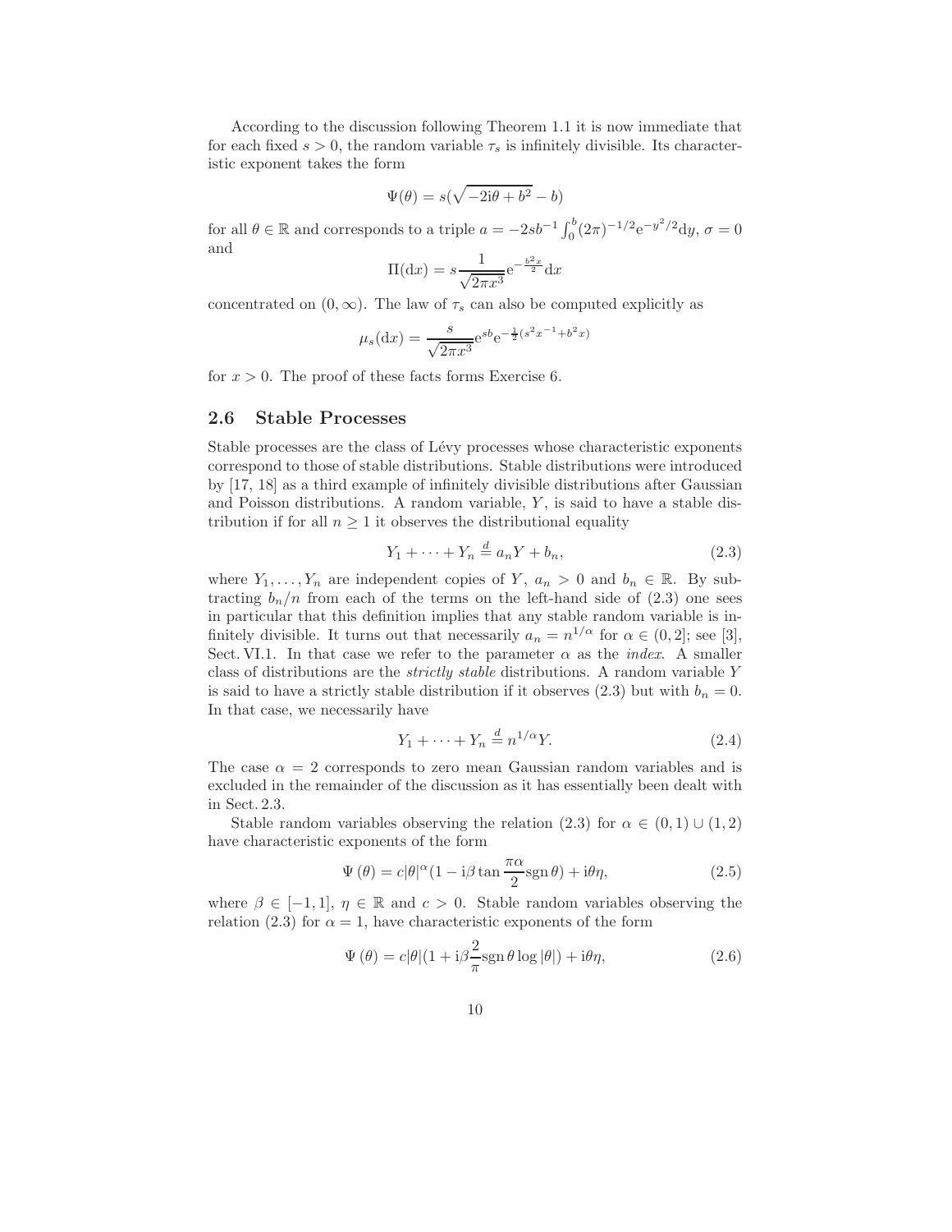According to the discussion following Theorem 1.1 it is now immediate that for each fixed $s > 0$, the random variable $\tau_s$ is infinitely divisible. Its characteristic exponent takes the form

$$\Psi(\theta) = s(\sqrt{-2\mathrm{i}\theta + b^2} - b)$$

for all $\theta \in \mathbb{R}$ and corresponds to a triple $a = -2sb^{-1}\int_0^b (2\pi)^{-1/2}\mathrm{e}^{-y^2/2}\mathrm{d}y$, $\sigma = 0$ and

$$\Pi(\mathrm{d}x) = s\frac{1}{\sqrt{2\pi x^3}}\mathrm{e}^{-\frac{b^2 x}{2}}\mathrm{d}x$$

concentrated on $(0, \infty)$. The law of $\tau_s$ can also be computed explicitly as

$$\mu_s(\mathrm{d}x) = \frac{s}{\sqrt{2\pi x^3}}\mathrm{e}^{sb}\mathrm{e}^{-\frac{1}{2}(s^2 x^{-1} + b^2 x)}$$

for $x > 0$. The proof of these facts forms Exercise 6.

## 2.6 Stable Processes

Stable processes are the class of Lévy processes whose characteristic exponents correspond to those of stable distributions. Stable distributions were introduced by [17, 18] as a third example of infinitely divisible distributions after Gaussian and Poisson distributions. A random variable, $Y$, is said to have a stable distribution if for all $n \geq 1$ it observes the distributional equality

$$Y_1 + \cdots + Y_n \overset{d}{=} a_n Y + b_n, \tag{2.3}$$

where $Y_1, \ldots, Y_n$ are independent copies of $Y$, $a_n > 0$ and $b_n \in \mathbb{R}$. By subtracting $b_n/n$ from each of the terms on the left-hand side of (2.3) one sees in particular that this definition implies that any stable random variable is infinitely divisible. It turns out that necessarily $a_n = n^{1/\alpha}$ for $\alpha \in (0, 2]$; see [3], Sect. VI.1. In that case we refer to the parameter $\alpha$ as the *index*. A smaller class of distributions are the *strictly stable* distributions. A random variable $Y$ is said to have a strictly stable distribution if it observes (2.3) but with $b_n = 0$. In that case, we necessarily have

$$Y_1 + \cdots + Y_n \overset{d}{=} n^{1/\alpha} Y. \tag{2.4}$$

The case $\alpha = 2$ corresponds to zero mean Gaussian random variables and is excluded in the remainder of the discussion as it has essentially been dealt with in Sect. 2.3.

Stable random variables observing the relation (2.3) for $\alpha \in (0, 1) \cup (1, 2)$ have characteristic exponents of the form

$$\Psi(\theta) = c|\theta|^\alpha (1 - \mathrm{i}\beta \tan\frac{\pi\alpha}{2}\operatorname{sgn}\theta) + \mathrm{i}\theta\eta, \tag{2.5}$$

where $\beta \in [-1, 1]$, $\eta \in \mathbb{R}$ and $c > 0$. Stable random variables observing the relation (2.3) for $\alpha = 1$, have characteristic exponents of the form

$$\Psi(\theta) = c|\theta|(1 + \mathrm{i}\beta\frac{2}{\pi}\operatorname{sgn}\theta \log|\theta|) + \mathrm{i}\theta\eta, \tag{2.6}$$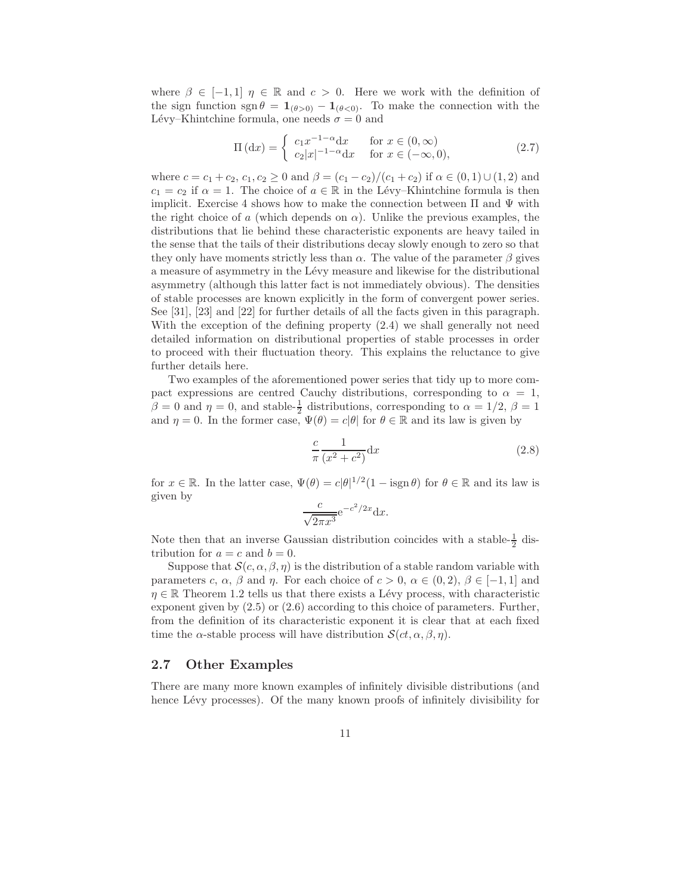where $\beta \in [-1,1]$ $\eta \in \mathbb{R}$ and $c > 0$. Here we work with the definition of the sign function $\operatorname{sgn}\theta = \mathbf{1}_{(\theta>0)} - \mathbf{1}_{(\theta<0)}$. To make the connection with the Lévy–Khintchine formula, one needs $\sigma = 0$ and

$$\Pi\,(\mathrm{d}x) = \begin{cases} c_1 x^{-1-\alpha}\mathrm{d}x & \text{for } x \in (0,\infty) \\ c_2|x|^{-1-\alpha}\mathrm{d}x & \text{for } x \in (-\infty,0), \end{cases} \tag{2.7}$$

where $c = c_1 + c_2$, $c_1, c_2 \geq 0$ and $\beta = (c_1 - c_2)/(c_1 + c_2)$ if $\alpha \in (0,1) \cup (1,2)$ and $c_1 = c_2$ if $\alpha = 1$. The choice of $a \in \mathbb{R}$ in the Lévy–Khintchine formula is then implicit. Exercise 4 shows how to make the connection between $\Pi$ and $\Psi$ with the right choice of $a$ (which depends on $\alpha$). Unlike the previous examples, the distributions that lie behind these characteristic exponents are heavy tailed in the sense that the tails of their distributions decay slowly enough to zero so that they only have moments strictly less than $\alpha$. The value of the parameter $\beta$ gives a measure of asymmetry in the Lévy measure and likewise for the distributional asymmetry (although this latter fact is not immediately obvious). The densities of stable processes are known explicitly in the form of convergent power series. See [31], [23] and [22] for further details of all the facts given in this paragraph. With the exception of the defining property (2.4) we shall generally not need detailed information on distributional properties of stable processes in order to proceed with their fluctuation theory. This explains the reluctance to give further details here.

Two examples of the aforementioned power series that tidy up to more compact expressions are centred Cauchy distributions, corresponding to $\alpha = 1$, $\beta = 0$ and $\eta = 0$, and stable-$\frac{1}{2}$ distributions, corresponding to $\alpha = 1/2$, $\beta = 1$ and $\eta = 0$. In the former case, $\Psi(\theta) = c|\theta|$ for $\theta \in \mathbb{R}$ and its law is given by

$$\frac{c}{\pi}\frac{1}{(x^2 + c^2)}\mathrm{d}x \tag{2.8}$$

for $x \in \mathbb{R}$. In the latter case, $\Psi(\theta) = c|\theta|^{1/2}(1 - \mathrm{i}\operatorname{sgn}\theta)$ for $\theta \in \mathbb{R}$ and its law is given by

$$\frac{c}{\sqrt{2\pi x^3}}\mathrm{e}^{-c^2/2x}\mathrm{d}x.$$

Note then that an inverse Gaussian distribution coincides with a stable-$\frac{1}{2}$ distribution for $a = c$ and $b = 0$.

Suppose that $\mathcal{S}(c, \alpha, \beta, \eta)$ is the distribution of a stable random variable with parameters $c$, $\alpha$, $\beta$ and $\eta$. For each choice of $c > 0$, $\alpha \in (0,2)$, $\beta \in [-1,1]$ and $\eta \in \mathbb{R}$ Theorem 1.2 tells us that there exists a Lévy process, with characteristic exponent given by (2.5) or (2.6) according to this choice of parameters. Further, from the definition of its characteristic exponent it is clear that at each fixed time the $\alpha$-stable process will have distribution $\mathcal{S}(ct, \alpha, \beta, \eta)$.

## 2.7 Other Examples

There are many more known examples of infinitely divisible distributions (and hence Lévy processes). Of the many known proofs of infinitely divisibility for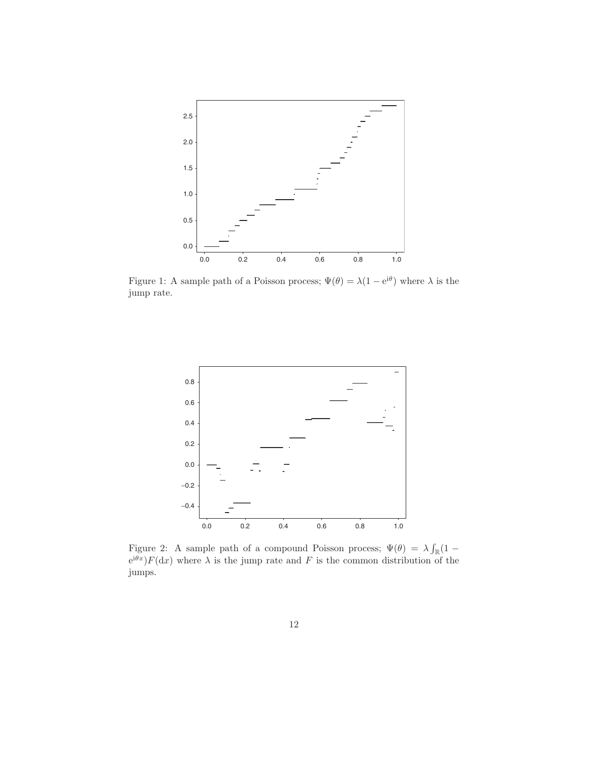Figure 1: A sample path of a Poisson process; $\Psi(\theta) = \lambda(1 - e^{i\theta})$ where $\lambda$ is the jump rate.

Figure 2: A sample path of a compound Poisson process; $\Psi(\theta) = \lambda \int_{\mathbb{R}} (1 - e^{i\theta x}) F(dx)$ where $\lambda$ is the jump rate and $F$ is the common distribution of the jumps.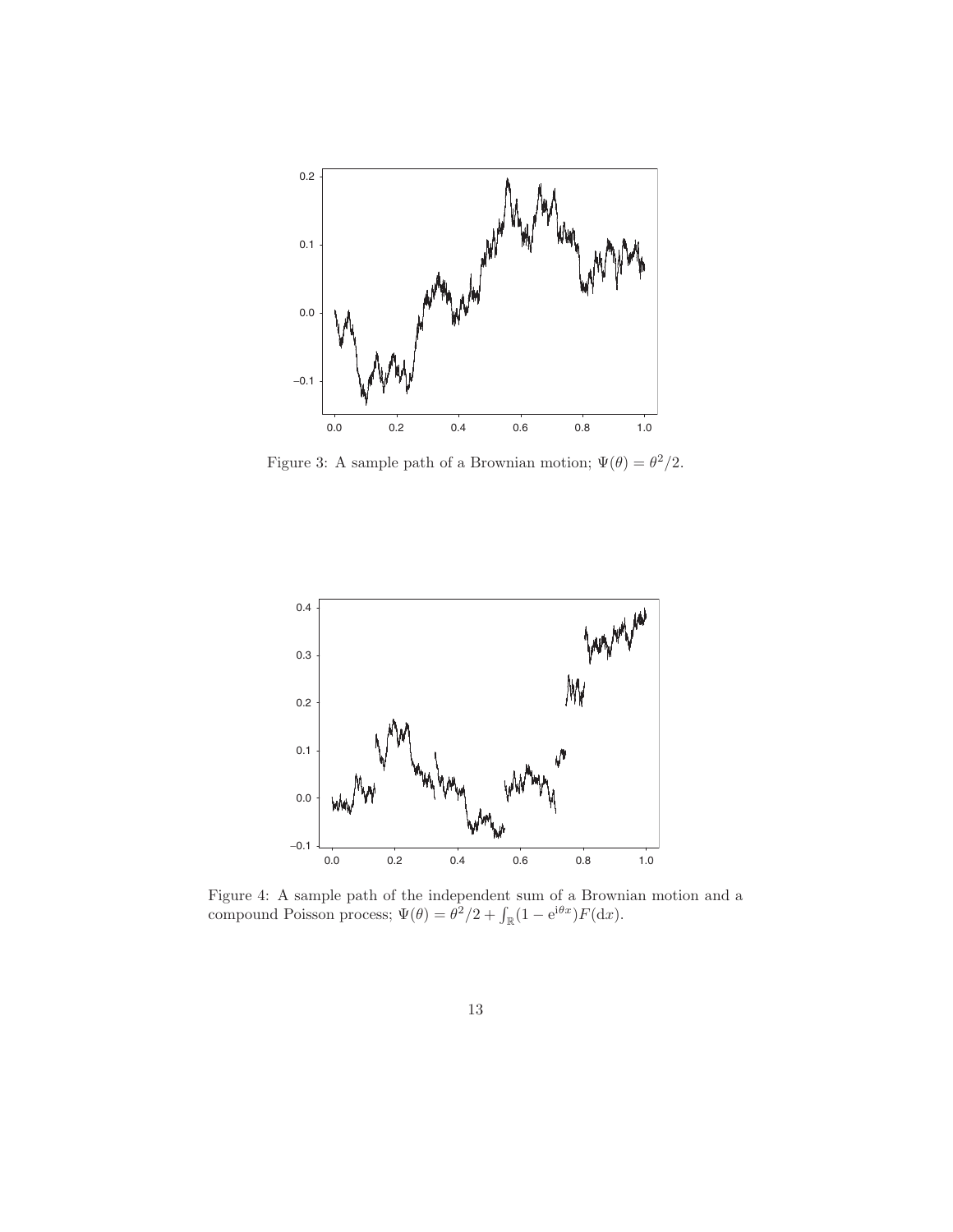Figure 3: A sample path of a Brownian motion; $\Psi(\theta) = \theta^2/2$.

Figure 4: A sample path of the independent sum of a Brownian motion and a compound Poisson process; $\Psi(\theta) = \theta^2/2 + \int_{\mathbb{R}}(1 - \mathrm{e}^{\mathrm{i}\theta x})F(\mathrm{d}x)$.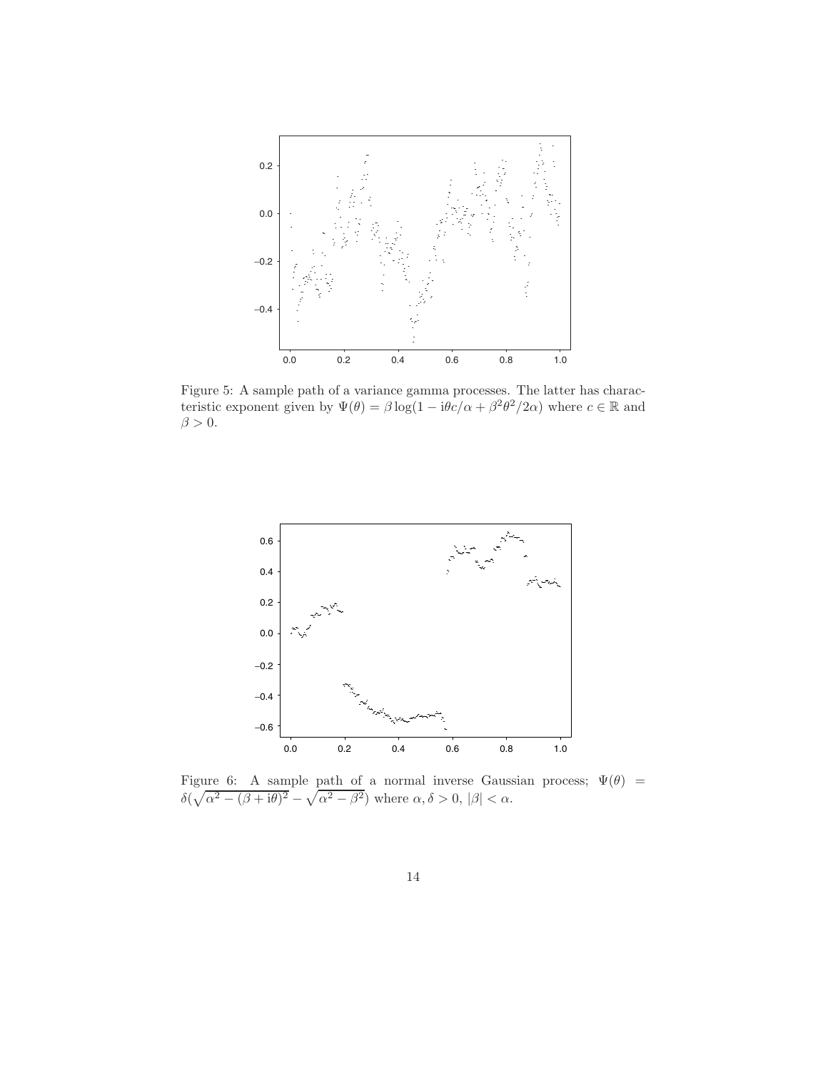Figure 5: A sample path of a variance gamma processes. The latter has characteristic exponent given by $\Psi(\theta) = \beta \log(1 - \mathrm{i}\theta c/\alpha + \beta^2\theta^2/2\alpha)$ where $c \in \mathbb{R}$ and $\beta > 0$.

Figure 6: A sample path of a normal inverse Gaussian process; $\Psi(\theta) = \delta(\sqrt{\alpha^2 - (\beta + \mathrm{i}\theta)^2} - \sqrt{\alpha^2 - \beta^2})$ where $\alpha, \delta > 0$, $|\beta| < \alpha$.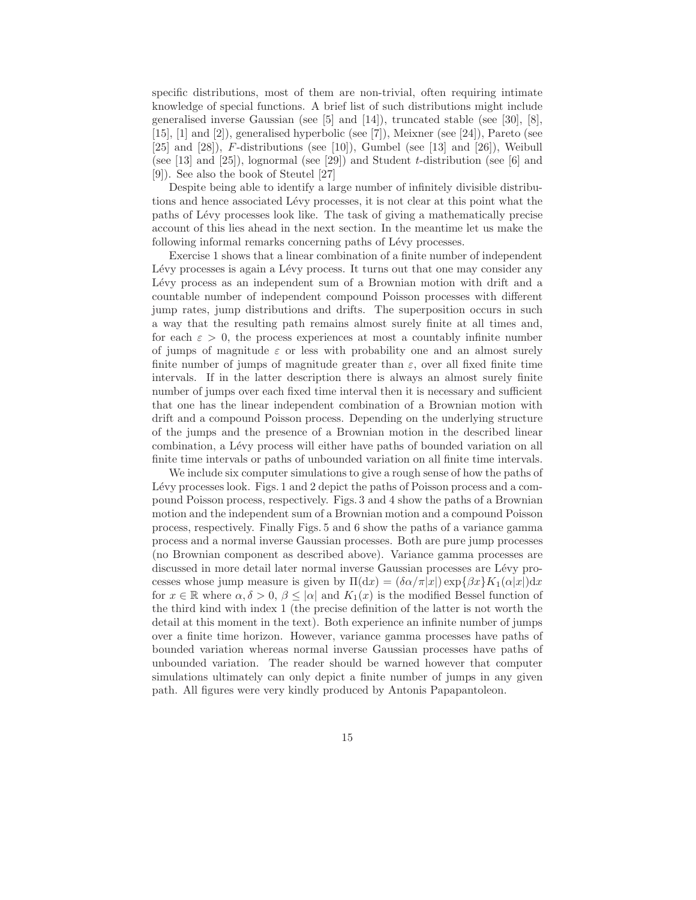specific distributions, most of them are non-trivial, often requiring intimate knowledge of special functions. A brief list of such distributions might include generalised inverse Gaussian (see [5] and [14]), truncated stable (see [30], [8], [15], [1] and [2]), generalised hyperbolic (see [7]), Meixner (see [24]), Pareto (see [25] and [28]), $F$-distributions (see [10]), Gumbel (see [13] and [26]), Weibull (see [13] and [25]), lognormal (see [29]) and Student $t$-distribution (see [6] and [9]). See also the book of Steutel [27]

Despite being able to identify a large number of infinitely divisible distributions and hence associated Lévy processes, it is not clear at this point what the paths of Lévy processes look like. The task of giving a mathematically precise account of this lies ahead in the next section. In the meantime let us make the following informal remarks concerning paths of Lévy processes.

Exercise 1 shows that a linear combination of a finite number of independent Lévy processes is again a Lévy process. It turns out that one may consider any Lévy process as an independent sum of a Brownian motion with drift and a countable number of independent compound Poisson processes with different jump rates, jump distributions and drifts. The superposition occurs in such a way that the resulting path remains almost surely finite at all times and, for each $\varepsilon > 0$, the process experiences at most a countably infinite number of jumps of magnitude $\varepsilon$ or less with probability one and an almost surely finite number of jumps of magnitude greater than $\varepsilon$, over all fixed finite time intervals. If in the latter description there is always an almost surely finite number of jumps over each fixed time interval then it is necessary and sufficient that one has the linear independent combination of a Brownian motion with drift and a compound Poisson process. Depending on the underlying structure of the jumps and the presence of a Brownian motion in the described linear combination, a Lévy process will either have paths of bounded variation on all finite time intervals or paths of unbounded variation on all finite time intervals.

We include six computer simulations to give a rough sense of how the paths of Lévy processes look. Figs. 1 and 2 depict the paths of Poisson process and a compound Poisson process, respectively. Figs. 3 and 4 show the paths of a Brownian motion and the independent sum of a Brownian motion and a compound Poisson process, respectively. Finally Figs. 5 and 6 show the paths of a variance gamma process and a normal inverse Gaussian processes. Both are pure jump processes (no Brownian component as described above). Variance gamma processes are discussed in more detail later normal inverse Gaussian processes are Lévy processes whose jump measure is given by $\Pi(\mathrm{d}x) = (\delta\alpha/\pi|x|)\exp\{\beta x\}K_1(\alpha|x|)\mathrm{d}x$ for $x \in \mathbb{R}$ where $\alpha, \delta > 0$, $\beta \leq |\alpha|$ and $K_1(x)$ is the modified Bessel function of the third kind with index 1 (the precise definition of the latter is not worth the detail at this moment in the text). Both experience an infinite number of jumps over a finite time horizon. However, variance gamma processes have paths of bounded variation whereas normal inverse Gaussian processes have paths of unbounded variation. The reader should be warned however that computer simulations ultimately can only depict a finite number of jumps in any given path. All figures were very kindly produced by Antonis Papapantoleon.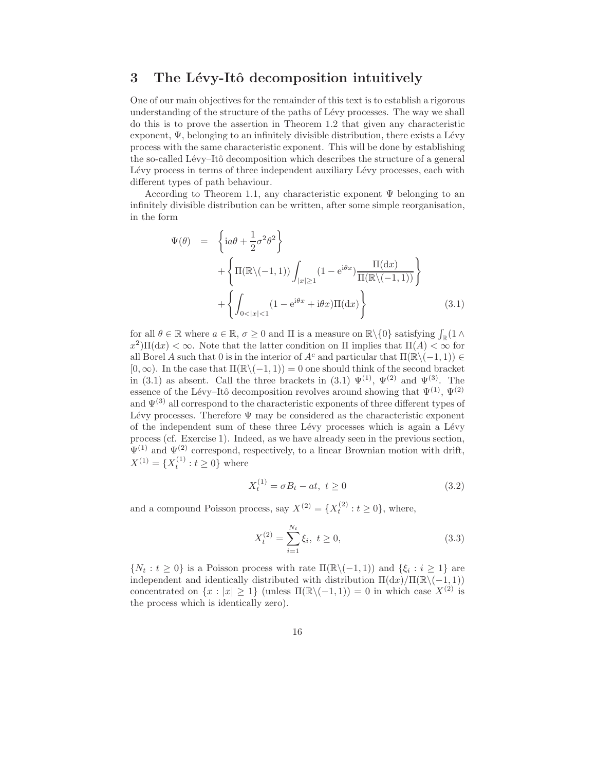## 3 The Lévy-Itô decomposition intuitively

One of our main objectives for the remainder of this text is to establish a rigorous understanding of the structure of the paths of Lévy processes. The way we shall do this is to prove the assertion in Theorem 1.2 that given any characteristic exponent, $\Psi$, belonging to an infinitely divisible distribution, there exists a Lévy process with the same characteristic exponent. This will be done by establishing the so-called Lévy–Itô decomposition which describes the structure of a general Lévy process in terms of three independent auxiliary Lévy processes, each with different types of path behaviour.

According to Theorem 1.1, any characteristic exponent $\Psi$ belonging to an infinitely divisible distribution can be written, after some simple reorganisation, in the form

$$
\begin{aligned}
\Psi(\theta) &= \left\{ \mathrm{i}a\theta + \frac{1}{2}\sigma^2\theta^2 \right\} \\
&\quad + \left\{ \Pi(\mathbb{R}\backslash(-1,1)) \int_{|x|\geq 1} (1 - \mathrm{e}^{\mathrm{i}\theta x}) \frac{\Pi(\mathrm{d}x)}{\Pi(\mathbb{R}\backslash(-1,1))} \right\} \\
&\quad + \left\{ \int_{0<|x|<1} (1 - \mathrm{e}^{\mathrm{i}\theta x} + \mathrm{i}\theta x)\Pi(\mathrm{d}x) \right\}
\end{aligned}
\tag{3.1}
$$

for all $\theta \in \mathbb{R}$ where $a \in \mathbb{R}$, $\sigma \geq 0$ and $\Pi$ is a measure on $\mathbb{R}\backslash\{0\}$ satisfying $\int_{\mathbb{R}}(1 \wedge x^2)\Pi(\mathrm{d}x) < \infty$. Note that the latter condition on $\Pi$ implies that $\Pi(A) < \infty$ for all Borel $A$ such that 0 is in the interior of $A^c$ and particular that $\Pi(\mathbb{R}\backslash(-1,1)) \in [0, \infty)$. In the case that $\Pi(\mathbb{R}\backslash(-1,1)) = 0$ one should think of the second bracket in (3.1) as absent. Call the three brackets in (3.1) $\Psi^{(1)}$, $\Psi^{(2)}$ and $\Psi^{(3)}$. The essence of the Lévy–Itô decomposition revolves around showing that $\Psi^{(1)}$, $\Psi^{(2)}$ and $\Psi^{(3)}$ all correspond to the characteristic exponents of three different types of Lévy processes. Therefore $\Psi$ may be considered as the characteristic exponent of the independent sum of these three Lévy processes which is again a Lévy process (cf. Exercise 1). Indeed, as we have already seen in the previous section, $\Psi^{(1)}$ and $\Psi^{(2)}$ correspond, respectively, to a linear Brownian motion with drift, $X^{(1)} = \{X_t^{(1)} : t \geq 0\}$ where

$$
X_t^{(1)} = \sigma B_t - at, \ t \geq 0 \tag{3.2}
$$

and a compound Poisson process, say $X^{(2)} = \{X_t^{(2)} : t \geq 0\}$, where,

$$
X_t^{(2)} = \sum_{i=1}^{N_t} \xi_i, \ t \geq 0, \tag{3.3}
$$

$\{N_t : t \geq 0\}$ is a Poisson process with rate $\Pi(\mathbb{R}\backslash(-1,1))$ and $\{\xi_i : i \geq 1\}$ are independent and identically distributed with distribution $\Pi(\mathrm{d}x)/\Pi(\mathbb{R}\backslash(-1,1))$ concentrated on $\{x : |x| \geq 1\}$ (unless $\Pi(\mathbb{R}\backslash(-1,1)) = 0$ in which case $X^{(2)}$ is the process which is identically zero).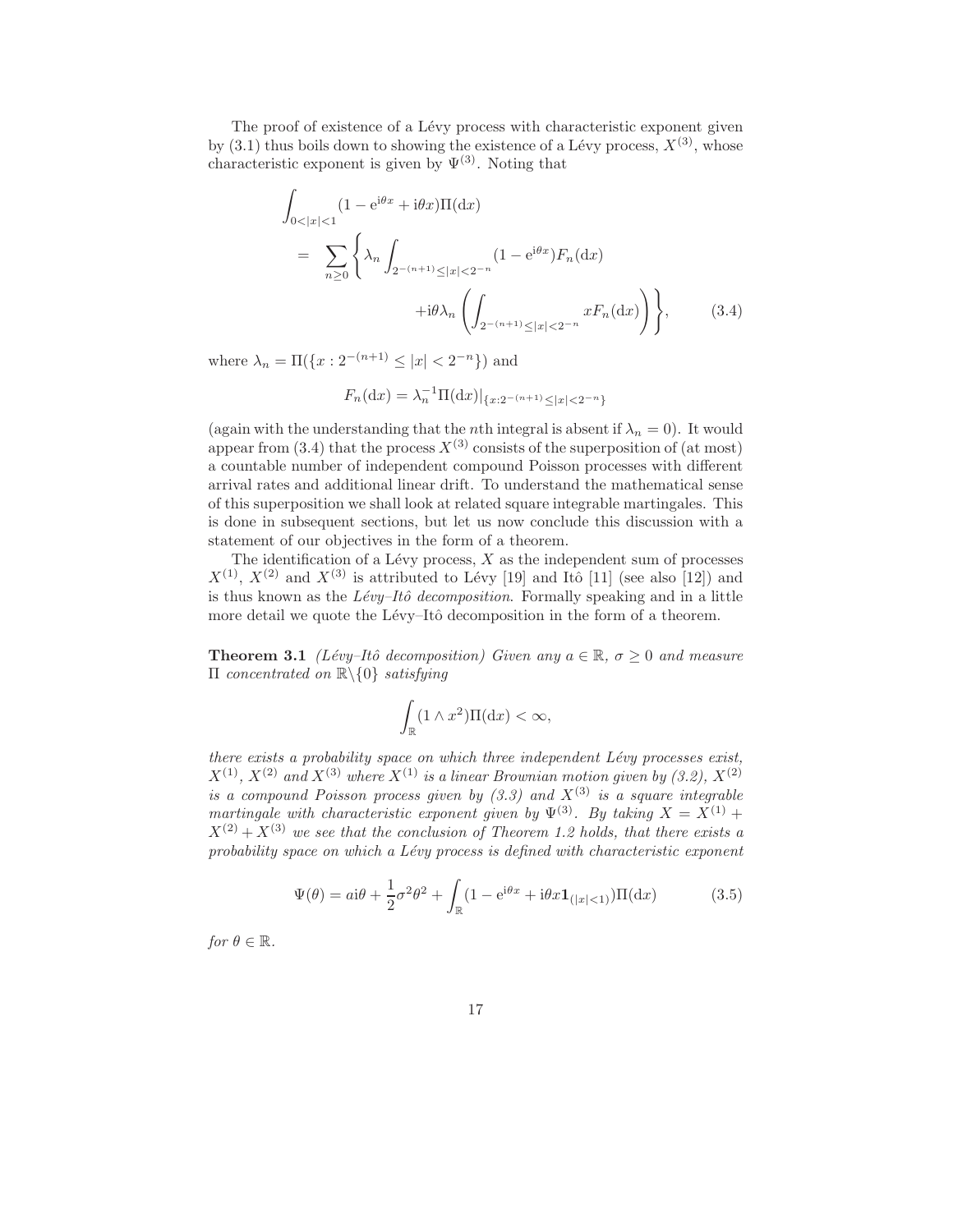The proof of existence of a Lévy process with characteristic exponent given by (3.1) thus boils down to showing the existence of a Lévy process, $X^{(3)}$, whose characteristic exponent is given by $\Psi^{(3)}$. Noting that

$$
\begin{aligned}
&\int_{0<|x|<1} (1 - \mathrm{e}^{\mathrm{i}\theta x} + \mathrm{i}\theta x)\Pi(\mathrm{d}x) \\
&\quad = \sum_{n \geq 0} \left\{ \lambda_n \int_{2^{-(n+1)} \leq |x| < 2^{-n}} (1 - \mathrm{e}^{\mathrm{i}\theta x}) F_n(\mathrm{d}x) \right. \\
&\qquad\qquad \left. + \mathrm{i}\theta \lambda_n \left( \int_{2^{-(n+1)} \leq |x| < 2^{-n}} x F_n(\mathrm{d}x) \right) \right\}, \qquad (3.4)
\end{aligned}
$$

where $\lambda_n = \Pi(\{x : 2^{-(n+1)} \leq |x| < 2^{-n}\})$ and

$$
F_n(\mathrm{d}x) = \lambda_n^{-1} \Pi(\mathrm{d}x)|_{\{x: 2^{-(n+1)} \leq |x| < 2^{-n}\}}
$$

(again with the understanding that the $n$th integral is absent if $\lambda_n = 0$). It would appear from (3.4) that the process $X^{(3)}$ consists of the superposition of (at most) a countable number of independent compound Poisson processes with different arrival rates and additional linear drift. To understand the mathematical sense of this superposition we shall look at related square integrable martingales. This is done in subsequent sections, but let us now conclude this discussion with a statement of our objectives in the form of a theorem.

The identification of a Lévy process, $X$ as the independent sum of processes $X^{(1)}$, $X^{(2)}$ and $X^{(3)}$ is attributed to Lévy [19] and Itô [11] (see also [12]) and is thus known as the *Lévy–Itô decomposition*. Formally speaking and in a little more detail we quote the Lévy–Itô decomposition in the form of a theorem.

**Theorem 3.1** *(Lévy–Itô decomposition) Given any $a \in \mathbb{R}$, $\sigma \geq 0$ and measure $\Pi$ concentrated on $\mathbb{R}\backslash\{0\}$ satisfying*

$$
\int_{\mathbb{R}} (1 \wedge x^2) \Pi(\mathrm{d}x) < \infty,
$$

*there exists a probability space on which three independent Lévy processes exist, $X^{(1)}$, $X^{(2)}$ and $X^{(3)}$ where $X^{(1)}$ is a linear Brownian motion given by (3.2), $X^{(2)}$ is a compound Poisson process given by (3.3) and $X^{(3)}$ is a square integrable martingale with characteristic exponent given by $\Psi^{(3)}$. By taking $X = X^{(1)} + X^{(2)} + X^{(3)}$ we see that the conclusion of Theorem 1.2 holds, that there exists a probability space on which a Lévy process is defined with characteristic exponent*

$$
\Psi(\theta) = a\mathrm{i}\theta + \frac{1}{2}\sigma^2\theta^2 + \int_{\mathbb{R}} (1 - \mathrm{e}^{\mathrm{i}\theta x} + \mathrm{i}\theta x \mathbf{1}_{(|x|<1)}) \Pi(\mathrm{d}x) \qquad (3.5)
$$

*for $\theta \in \mathbb{R}$.*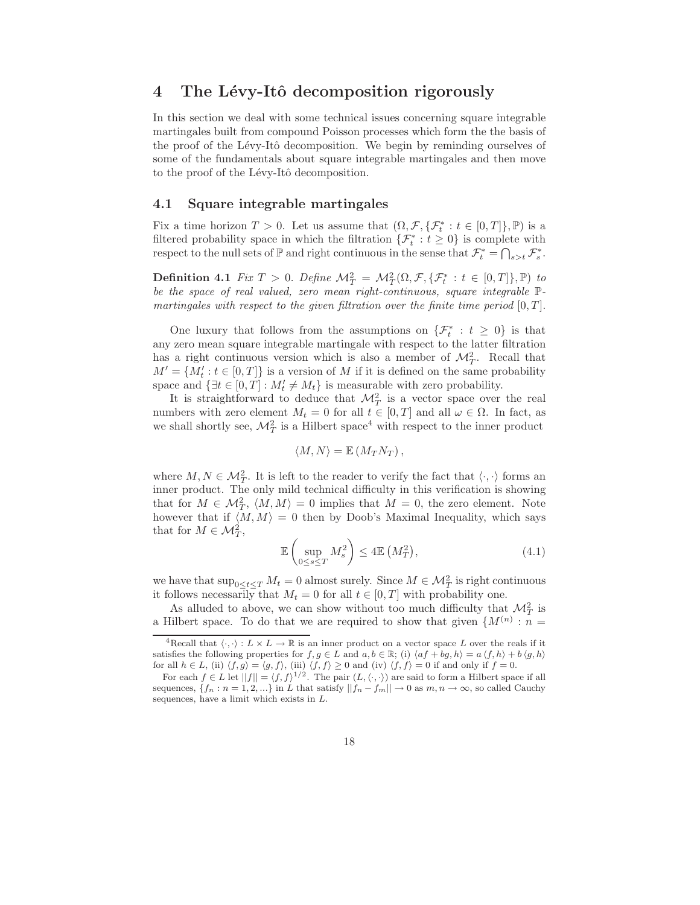# 4 The Lévy-Itô decomposition rigorously

In this section we deal with some technical issues concerning square integrable martingales built from compound Poisson processes which form the the basis of the proof of the Lévy-Itô decomposition. We begin by reminding ourselves of some of the fundamentals about square integrable martingales and then move to the proof of the Lévy-Itô decomposition.

## 4.1 Square integrable martingales

Fix a time horizon $T > 0$. Let us assume that $(\Omega, \mathcal{F}, \{\mathcal{F}_t^* : t \in [0, T]\}, \mathbb{P})$ is a filtered probability space in which the filtration $\{\mathcal{F}_t^* : t \geq 0\}$ is complete with respect to the null sets of $\mathbb{P}$ and right continuous in the sense that $\mathcal{F}_t^* = \bigcap_{s>t} \mathcal{F}_s^*$.

**Definition 4.1** *Fix $T > 0$. Define $\mathcal{M}_T^2 = \mathcal{M}_T^2(\Omega, \mathcal{F}, \{\mathcal{F}_t^* : t \in [0, T]\}, \mathbb{P})$ to be the space of real valued, zero mean right-continuous, square integrable $\mathbb{P}$-martingales with respect to the given filtration over the finite time period $[0, T]$.*

One luxury that follows from the assumptions on $\{\mathcal{F}_t^* : t \geq 0\}$ is that any zero mean square integrable martingale with respect to the latter filtration has a right continuous version which is also a member of $\mathcal{M}_T^2$. Recall that $M' = \{M_t' : t \in [0, T]\}$ is a version of $M$ if it is defined on the same probability space and $\{\exists t \in [0, T] : M_t' \neq M_t\}$ is measurable with zero probability.

It is straightforward to deduce that $\mathcal{M}_T^2$ is a vector space over the real numbers with zero element $M_t = 0$ for all $t \in [0, T]$ and all $\omega \in \Omega$. In fact, as we shall shortly see, $\mathcal{M}_T^2$ is a Hilbert space[4] with respect to the inner product

$$\langle M, N \rangle = \mathbb{E}\left(M_T N_T\right),$$

where $M, N \in \mathcal{M}_T^2$. It is left to the reader to verify the fact that $\langle \cdot, \cdot \rangle$ forms an inner product. The only mild technical difficulty in this verification is showing that for $M \in \mathcal{M}_T^2$, $\langle M, M \rangle = 0$ implies that $M = 0$, the zero element. Note however that if $\langle M, M \rangle = 0$ then by Doob's Maximal Inequality, which says that for $M \in \mathcal{M}_T^2$,

$$\mathbb{E}\left(\sup_{0 \leq s \leq T} M_s^2\right) \leq 4\mathbb{E}\left(M_T^2\right), \tag{4.1}$$

we have that $\sup_{0 \leq t \leq T} M_t = 0$ almost surely. Since $M \in \mathcal{M}_T^2$ is right continuous it follows necessarily that $M_t = 0$ for all $t \in [0, T]$ with probability one.

As alluded to above, we can show without too much difficulty that $\mathcal{M}_T^2$ is a Hilbert space. To do that we are required to show that given $\{M^{(n)} : n =$

---

[4] Recall that $\langle \cdot, \cdot \rangle : L \times L \to \mathbb{R}$ is an inner product on a vector space $L$ over the reals if it satisfies the following properties for $f, g \in L$ and $a, b \in \mathbb{R}$; (i) $\langle af + bg, h \rangle = a \langle f, h \rangle + b \langle g, h \rangle$ for all $h \in L$, (ii) $\langle f, g \rangle = \langle g, f \rangle$, (iii) $\langle f, f \rangle \geq 0$ and (iv) $\langle f, f \rangle = 0$ if and only if $f = 0$.

For each $f \in L$ let $||f|| = \langle f, f \rangle^{1/2}$. The pair $(L, \langle \cdot, \cdot \rangle)$ are said to form a Hilbert space if all sequences, $\{f_n : n = 1, 2, ...\}$ in $L$ that satisfy $||f_n - f_m|| \to 0$ as $m, n \to \infty$, so called Cauchy sequences, have a limit which exists in $L$.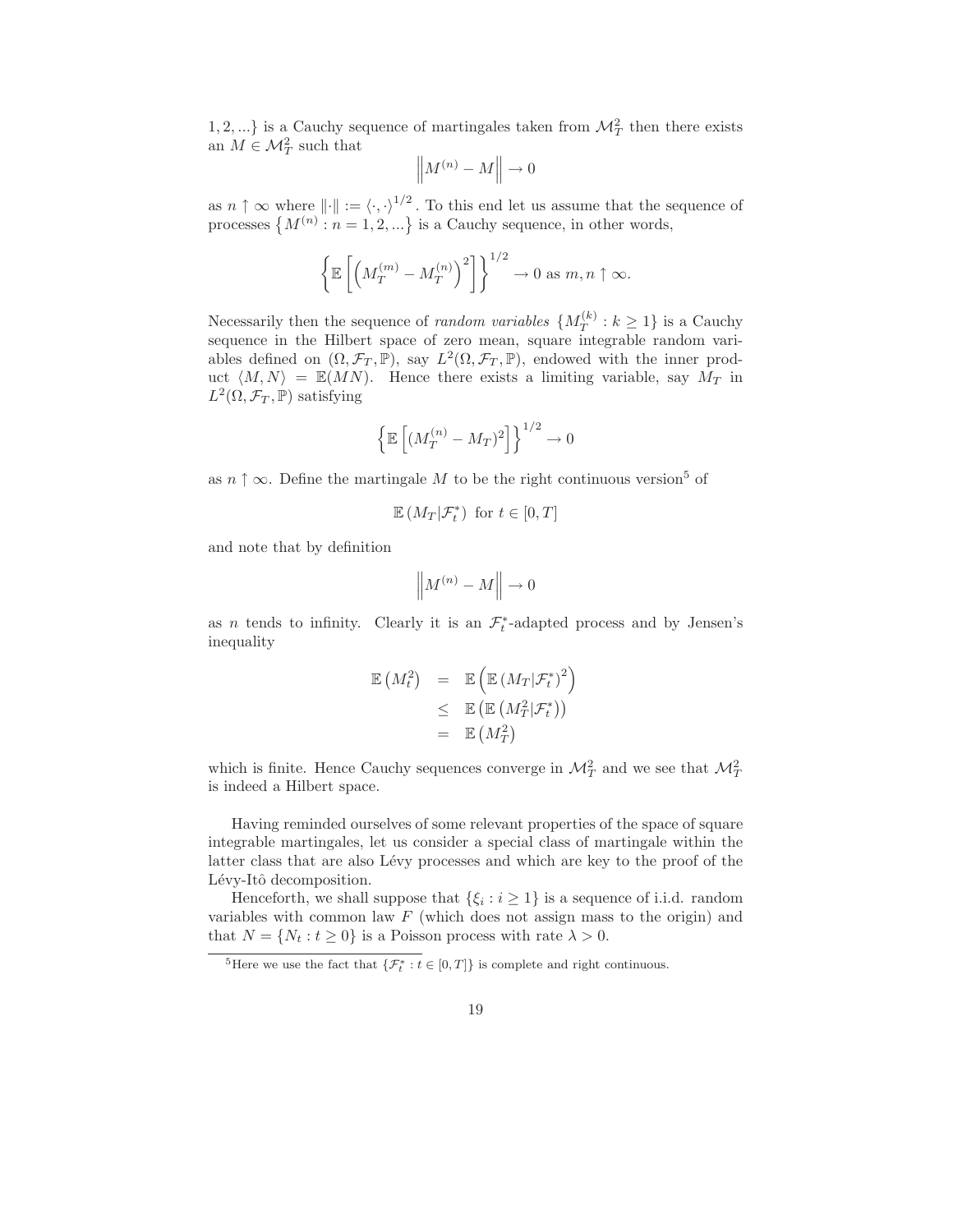1, 2, ...} is a Cauchy sequence of martingales taken from $\mathcal{M}_T^2$ then there exists an $M \in \mathcal{M}_T^2$ such that

$$\left\| M^{(n)} - M \right\| \to 0$$

as $n \uparrow \infty$ where $\|\cdot\| := \langle \cdot, \cdot \rangle^{1/2}$. To this end let us assume that the sequence of processes $\left\{ M^{(n)} : n = 1, 2, ... \right\}$ is a Cauchy sequence, in other words,

$$\left\{ \mathbb{E}\left[ \left( M_T^{(m)} - M_T^{(n)} \right)^2 \right] \right\}^{1/2} \to 0 \text{ as } m, n \uparrow \infty.$$

Necessarily then the sequence of *random variables* $\{M_T^{(k)} : k \geq 1\}$ is a Cauchy sequence in the Hilbert space of zero mean, square integrable random variables defined on $(\Omega, \mathcal{F}_T, \mathbb{P})$, say $L^2(\Omega, \mathcal{F}_T, \mathbb{P})$, endowed with the inner product $\langle M, N \rangle = \mathbb{E}(MN)$. Hence there exists a limiting variable, say $M_T$ in $L^2(\Omega, \mathcal{F}_T, \mathbb{P})$ satisfying

$$\left\{ \mathbb{E}\left[ (M_T^{(n)} - M_T)^2 \right] \right\}^{1/2} \to 0$$

as $n \uparrow \infty$. Define the martingale $M$ to be the right continuous version[5] of

$$\mathbb{E}\left( M_T | \mathcal{F}_t^* \right) \text{ for } t \in [0, T]$$

and note that by definition

$$\left\| M^{(n)} - M \right\| \to 0$$

as $n$ tends to infinity. Clearly it is an $\mathcal{F}_t^*$-adapted process and by Jensen's inequality

$$\begin{aligned}
\mathbb{E}\left( M_t^2 \right) &= \mathbb{E}\left( \mathbb{E}\left( M_T | \mathcal{F}_t^* \right)^2 \right) \\
&\leq \mathbb{E}\left( \mathbb{E}\left( M_T^2 | \mathcal{F}_t^* \right) \right) \\
&= \mathbb{E}\left( M_T^2 \right)
\end{aligned}$$

which is finite. Hence Cauchy sequences converge in $\mathcal{M}_T^2$ and we see that $\mathcal{M}_T^2$ is indeed a Hilbert space.

Having reminded ourselves of some relevant properties of the space of square integrable martingales, let us consider a special class of martingale within the latter class that are also Lévy processes and which are key to the proof of the Lévy-Itô decomposition.

Henceforth, we shall suppose that $\{\xi_i : i \geq 1\}$ is a sequence of i.i.d. random variables with common law $F$ (which does not assign mass to the origin) and that $N = \{N_t : t \geq 0\}$ is a Poisson process with rate $\lambda > 0$.

[5] Here we use the fact that $\{\mathcal{F}_t^* : t \in [0, T]\}$ is complete and right continuous.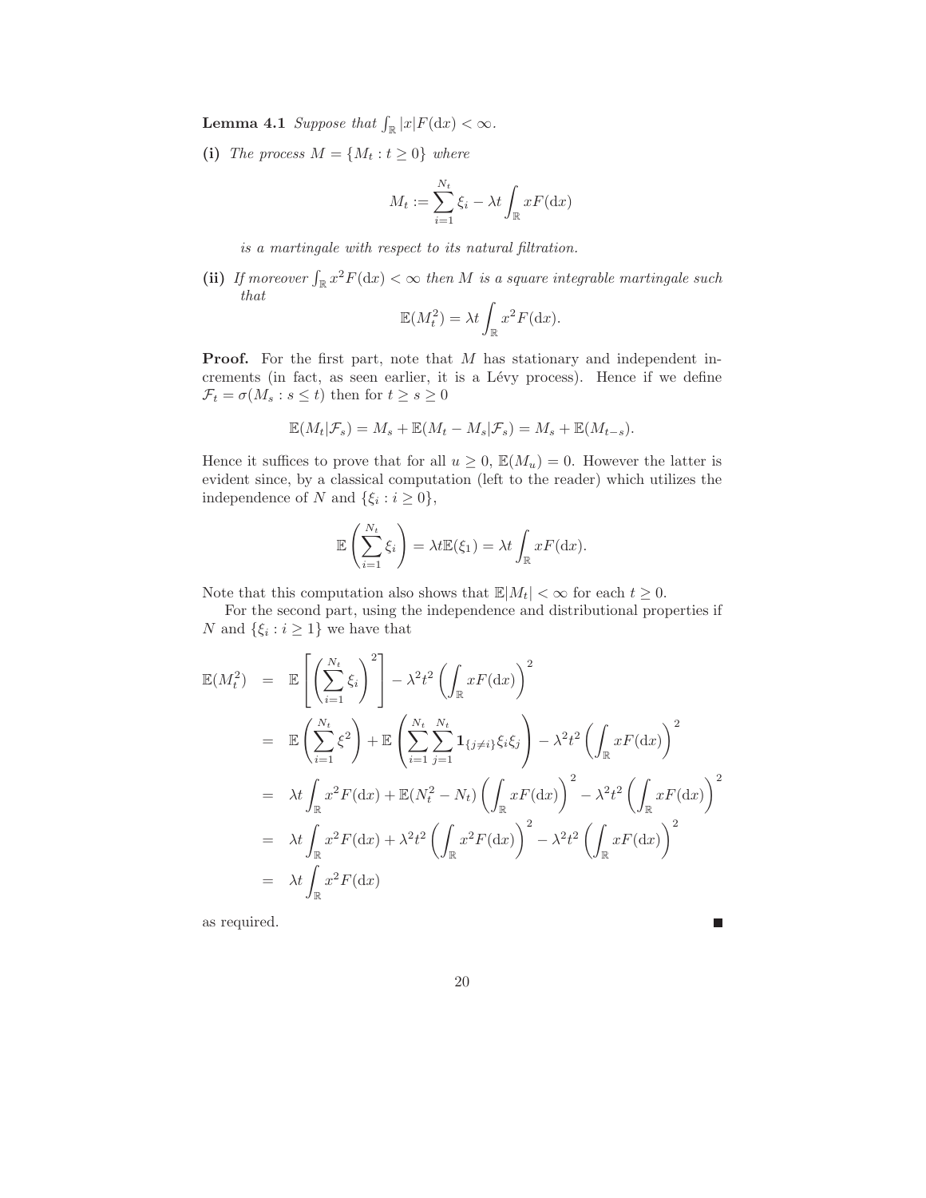**Lemma 4.1** *Suppose that $\int_{\mathbb{R}} |x| F(\mathrm{d}x) < \infty$.*

**(i)** *The process $M = \{M_t : t \geq 0\}$ where*

$$M_t := \sum_{i=1}^{N_t} \xi_i - \lambda t \int_{\mathbb{R}} x F(\mathrm{d}x)$$

*is a martingale with respect to its natural filtration.*

**(ii)** *If moreover $\int_{\mathbb{R}} x^2 F(\mathrm{d}x) < \infty$ then $M$ is a square integrable martingale such that*

$$\mathbb{E}(M_t^2) = \lambda t \int_{\mathbb{R}} x^2 F(\mathrm{d}x).$$

**Proof.** For the first part, note that $M$ has stationary and independent increments (in fact, as seen earlier, it is a Lévy process). Hence if we define $\mathcal{F}_t = \sigma(M_s : s \leq t)$ then for $t \geq s \geq 0$

$$\mathbb{E}(M_t | \mathcal{F}_s) = M_s + \mathbb{E}(M_t - M_s | \mathcal{F}_s) = M_s + \mathbb{E}(M_{t-s}).$$

Hence it suffices to prove that for all $u \geq 0$, $\mathbb{E}(M_u) = 0$. However the latter is evident since, by a classical computation (left to the reader) which utilizes the independence of $N$ and $\{\xi_i : i \geq 0\}$,

$$\mathbb{E}\left(\sum_{i=1}^{N_t} \xi_i\right) = \lambda t \mathbb{E}(\xi_1) = \lambda t \int_{\mathbb{R}} x F(\mathrm{d}x).$$

Note that this computation also shows that $\mathbb{E}|M_t| < \infty$ for each $t \geq 0$.

For the second part, using the independence and distributional properties if $N$ and $\{\xi_i : i \geq 1\}$ we have that

$$\begin{aligned}
\mathbb{E}(M_t^2) &= \mathbb{E}\left[\left(\sum_{i=1}^{N_t} \xi_i\right)^2\right] - \lambda^2 t^2 \left(\int_{\mathbb{R}} x F(\mathrm{d}x)\right)^2 \\
&= \mathbb{E}\left(\sum_{i=1}^{N_t} \xi^2\right) + \mathbb{E}\left(\sum_{i=1}^{N_t} \sum_{j=1}^{N_t} \mathbf{1}_{\{j \neq i\}} \xi_i \xi_j\right) - \lambda^2 t^2 \left(\int_{\mathbb{R}} x F(\mathrm{d}x)\right)^2 \\
&= \lambda t \int_{\mathbb{R}} x^2 F(\mathrm{d}x) + \mathbb{E}(N_t^2 - N_t) \left(\int_{\mathbb{R}} x F(\mathrm{d}x)\right)^2 - \lambda^2 t^2 \left(\int_{\mathbb{R}} x F(\mathrm{d}x)\right)^2 \\
&= \lambda t \int_{\mathbb{R}} x^2 F(\mathrm{d}x) + \lambda^2 t^2 \left(\int_{\mathbb{R}} x^2 F(\mathrm{d}x)\right)^2 - \lambda^2 t^2 \left(\int_{\mathbb{R}} x F(\mathrm{d}x)\right)^2 \\
&= \lambda t \int_{\mathbb{R}} x^2 F(\mathrm{d}x)
\end{aligned}$$

as required. ■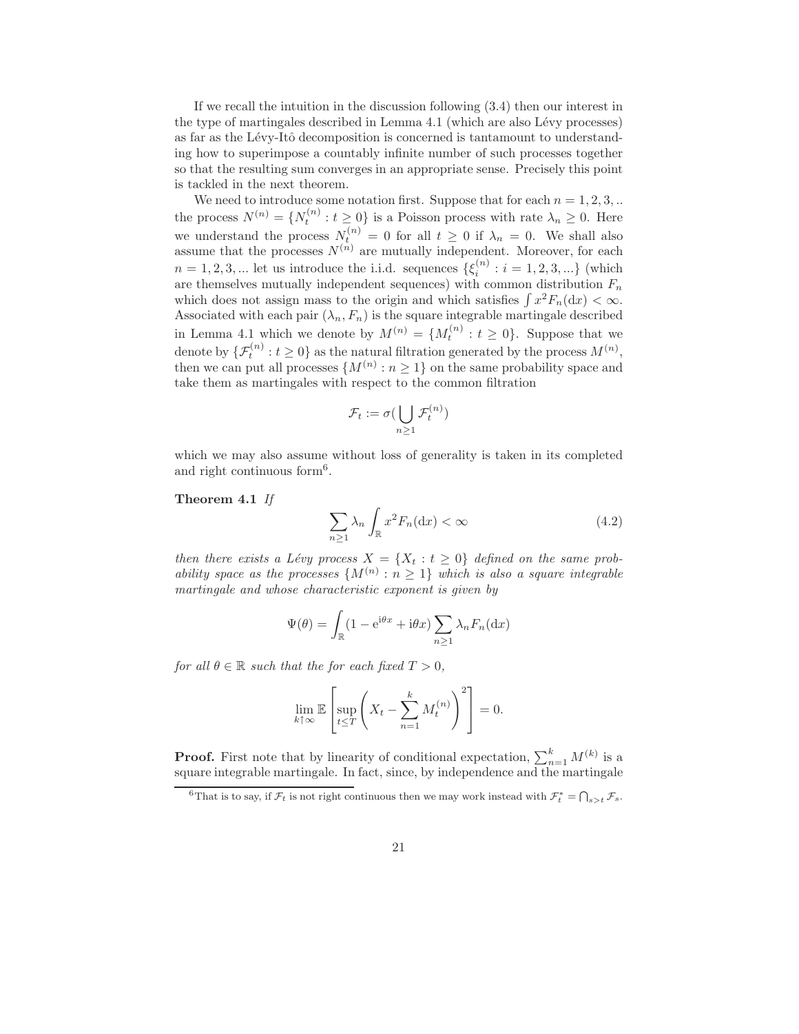If we recall the intuition in the discussion following (3.4) then our interest in the type of martingales described in Lemma 4.1 (which are also Lévy processes) as far as the Lévy-Itô decomposition is concerned is tantamount to understanding how to superimpose a countably infinite number of such processes together so that the resulting sum converges in an appropriate sense. Precisely this point is tackled in the next theorem.

We need to introduce some notation first. Suppose that for each $n = 1, 2, 3, ..$ the process $N^{(n)} = \{N_t^{(n)} : t \geq 0\}$ is a Poisson process with rate $\lambda_n \geq 0$. Here we understand the process $N_t^{(n)} = 0$ for all $t \geq 0$ if $\lambda_n = 0$. We shall also assume that the processes $N^{(n)}$ are mutually independent. Moreover, for each $n = 1, 2, 3, ...$ let us introduce the i.i.d. sequences $\{\xi_i^{(n)} : i = 1, 2, 3, ...\}$ (which are themselves mutually independent sequences) with common distribution $F_n$ which does not assign mass to the origin and which satisfies $\int x^2 F_n(\mathrm{d}x) < \infty$. Associated with each pair $(\lambda_n, F_n)$ is the square integrable martingale described in Lemma 4.1 which we denote by $M^{(n)} = \{M_t^{(n)} : t \geq 0\}$. Suppose that we denote by $\{\mathcal{F}_t^{(n)} : t \geq 0\}$ as the natural filtration generated by the process $M^{(n)}$, then we can put all processes $\{M^{(n)} : n \geq 1\}$ on the same probability space and take them as martingales with respect to the common filtration

$$\mathcal{F}_t := \sigma(\bigcup_{n \geq 1} \mathcal{F}_t^{(n)})$$

which we may also assume without loss of generality is taken in its completed and right continuous form[6].

**Theorem 4.1** *If*

$$\sum_{n \geq 1} \lambda_n \int_{\mathbb{R}} x^2 F_n(\mathrm{d}x) < \infty \tag{4.2}$$

*then there exists a Lévy process $X = \{X_t : t \geq 0\}$ defined on the same probability space as the processes $\{M^{(n)} : n \geq 1\}$ which is also a square integrable martingale and whose characteristic exponent is given by*

$$\Psi(\theta) = \int_{\mathbb{R}} (1 - \mathrm{e}^{\mathrm{i}\theta x} + \mathrm{i}\theta x) \sum_{n \geq 1} \lambda_n F_n(\mathrm{d}x)$$

*for all $\theta \in \mathbb{R}$ such that the for each fixed $T > 0$,*

$$\lim_{k \uparrow \infty} \mathbb{E}\left[\sup_{t \leq T} \left(X_t - \sum_{n=1}^{k} M_t^{(n)}\right)^2\right] = 0.$$

**Proof.** First note that by linearity of conditional expectation, $\sum_{n=1}^{k} M^{(k)}$ is a square integrable martingale. In fact, since, by independence and the martingale

[6] That is to say, if $\mathcal{F}_t$ is not right continuous then we may work instead with $\mathcal{F}_t^* = \bigcap_{s>t} \mathcal{F}_s$.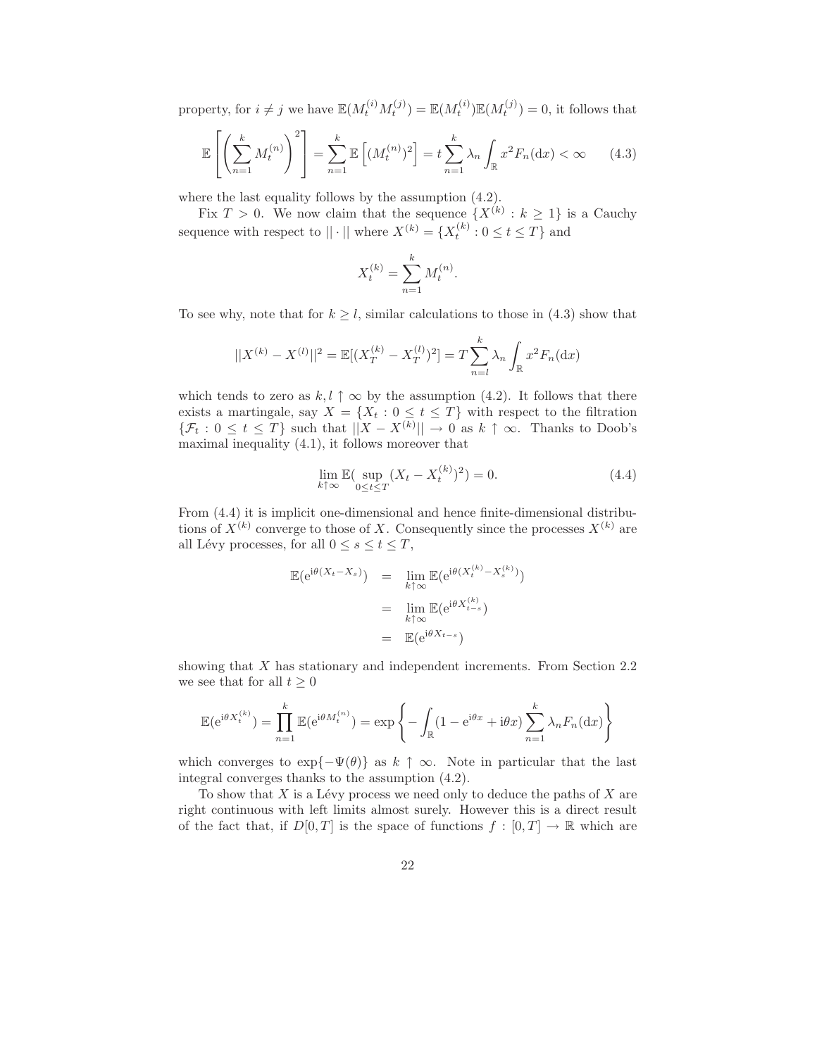property, for $i \neq j$ we have $\mathbb{E}(M_t^{(i)} M_t^{(j)}) = \mathbb{E}(M_t^{(i)})\mathbb{E}(M_t^{(j)}) = 0$, it follows that

$$\mathbb{E}\left[\left(\sum_{n=1}^{k} M_t^{(n)}\right)^2\right] = \sum_{n=1}^{k} \mathbb{E}\left[(M_t^{(n)})^2\right] = t\sum_{n=1}^{k} \lambda_n \int_{\mathbb{R}} x^2 F_n(\mathrm{d}x) < \infty \qquad (4.3)$$

where the last equality follows by the assumption (4.2).

Fix $T > 0$. We now claim that the sequence $\{X^{(k)} : k \geq 1\}$ is a Cauchy sequence with respect to $||\cdot||$ where $X^{(k)} = \{X_t^{(k)} : 0 \leq t \leq T\}$ and

$$X_t^{(k)} = \sum_{n=1}^{k} M_t^{(n)}.$$

To see why, note that for $k \geq l$, similar calculations to those in (4.3) show that

$$||X^{(k)} - X^{(l)}||^2 = \mathbb{E}[(X_T^{(k)} - X_T^{(l)})^2] = T\sum_{n=l}^{k} \lambda_n \int_{\mathbb{R}} x^2 F_n(\mathrm{d}x)$$

which tends to zero as $k, l \uparrow \infty$ by the assumption (4.2). It follows that there exists a martingale, say $X = \{X_t : 0 \leq t \leq T\}$ with respect to the filtration $\{\mathcal{F}_t : 0 \leq t \leq T\}$ such that $||X - X^{(k)}|| \to 0$ as $k \uparrow \infty$. Thanks to Doob's maximal inequality (4.1), it follows moreover that

$$\lim_{k\uparrow\infty} \mathbb{E}(\sup_{0\leq t\leq T} (X_t - X_t^{(k)})^2) = 0. \qquad (4.4)$$

From (4.4) it is implicit one-dimensional and hence finite-dimensional distributions of $X^{(k)}$ converge to those of $X$. Consequently since the processes $X^{(k)}$ are all Lévy processes, for all $0 \leq s \leq t \leq T$,

$$\begin{aligned}
\mathbb{E}(\mathrm{e}^{\mathrm{i}\theta(X_t - X_s)}) &= \lim_{k\uparrow\infty} \mathbb{E}(\mathrm{e}^{\mathrm{i}\theta(X_t^{(k)} - X_s^{(k)})}) \\
&= \lim_{k\uparrow\infty} \mathbb{E}(\mathrm{e}^{\mathrm{i}\theta X_{t-s}^{(k)}}) \\
&= \mathbb{E}(\mathrm{e}^{\mathrm{i}\theta X_{t-s}})
\end{aligned}$$

showing that $X$ has stationary and independent increments. From Section 2.2 we see that for all $t \geq 0$

$$\mathbb{E}(\mathrm{e}^{\mathrm{i}\theta X_t^{(k)}}) = \prod_{n=1}^{k} \mathbb{E}(\mathrm{e}^{\mathrm{i}\theta M_t^{(n)}}) = \exp\left\{-\int_{\mathbb{R}} (1 - \mathrm{e}^{\mathrm{i}\theta x} + \mathrm{i}\theta x) \sum_{n=1}^{k} \lambda_n F_n(\mathrm{d}x)\right\}$$

which converges to $\exp\{-\Psi(\theta)\}$ as $k \uparrow \infty$. Note in particular that the last integral converges thanks to the assumption (4.2).

To show that $X$ is a Lévy process we need only to deduce the paths of $X$ are right continuous with left limits almost surely. However this is a direct result of the fact that, if $D[0, T]$ is the space of functions $f : [0, T] \to \mathbb{R}$ which are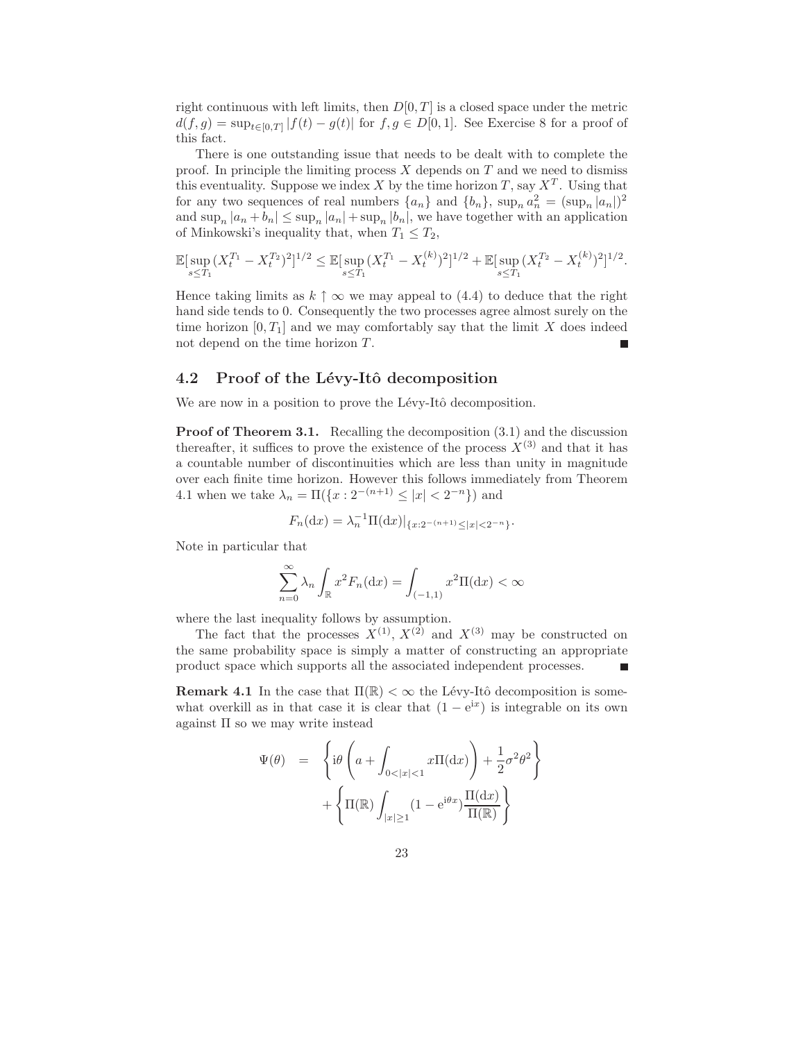right continuous with left limits, then $D[0,T]$ is a closed space under the metric $d(f,g) = \sup_{t\in[0,T]} |f(t) - g(t)|$ for $f, g \in D[0,1]$. See Exercise 8 for a proof of this fact.

There is one outstanding issue that needs to be dealt with to complete the proof. In principle the limiting process $X$ depends on $T$ and we need to dismiss this eventuality. Suppose we index $X$ by the time horizon $T$, say $X^T$. Using that for any two sequences of real numbers $\{a_n\}$ and $\{b_n\}$, $\sup_n a_n^2 = (\sup_n |a_n|)^2$ and $\sup_n |a_n + b_n| \leq \sup_n |a_n| + \sup_n |b_n|$, we have together with an application of Minkowski's inequality that, when $T_1 \leq T_2$,

$$\mathbb{E}[\sup_{s\leq T_1}(X_t^{T_1} - X_t^{T_2})^2]^{1/2} \leq \mathbb{E}[\sup_{s\leq T_1}(X_t^{T_1} - X_t^{(k)})^2]^{1/2} + \mathbb{E}[\sup_{s\leq T_1}(X_t^{T_2} - X_t^{(k)})^2]^{1/2}.$$

Hence taking limits as $k \uparrow \infty$ we may appeal to (4.4) to deduce that the right hand side tends to 0. Consequently the two processes agree almost surely on the time horizon $[0, T_1]$ and we may comfortably say that the limit $X$ does indeed not depend on the time horizon $T$. ■

## 4.2 Proof of the Lévy-Itô decomposition

We are now in a position to prove the Lévy-Itô decomposition.

**Proof of Theorem 3.1.** Recalling the decomposition (3.1) and the discussion thereafter, it suffices to prove the existence of the process $X^{(3)}$ and that it has a countable number of discontinuities which are less than unity in magnitude over each finite time horizon. However this follows immediately from Theorem 4.1 when we take $\lambda_n = \Pi(\{x : 2^{-(n+1)} \leq |x| < 2^{-n}\})$ and

$$F_n(\mathrm{d}x) = \lambda_n^{-1}\Pi(\mathrm{d}x)|_{\{x:2^{-(n+1)}\leq|x|<2^{-n}\}}.$$

Note in particular that

$$\sum_{n=0}^{\infty} \lambda_n \int_{\mathbb{R}} x^2 F_n(\mathrm{d}x) = \int_{(-1,1)} x^2 \Pi(\mathrm{d}x) < \infty$$

where the last inequality follows by assumption.

The fact that the processes $X^{(1)}$, $X^{(2)}$ and $X^{(3)}$ may be constructed on the same probability space is simply a matter of constructing an appropriate product space which supports all the associated independent processes. ■

**Remark 4.1** In the case that $\Pi(\mathbb{R}) < \infty$ the Lévy-Itô decomposition is somewhat overkill as in that case it is clear that $(1 - \mathrm{e}^{\mathrm{i}x})$ is integrable on its own against $\Pi$ so we may write instead

$$\begin{aligned}
\Psi(\theta) &= \left\{ \mathrm{i}\theta \left( a + \int_{0<|x|<1} x\Pi(\mathrm{d}x) \right) + \frac{1}{2}\sigma^2\theta^2 \right\} \\
&\quad + \left\{ \Pi(\mathbb{R}) \int_{|x|\geq 1} (1 - \mathrm{e}^{\mathrm{i}\theta x}) \frac{\Pi(\mathrm{d}x)}{\Pi(\mathbb{R})} \right\}
\end{aligned}$$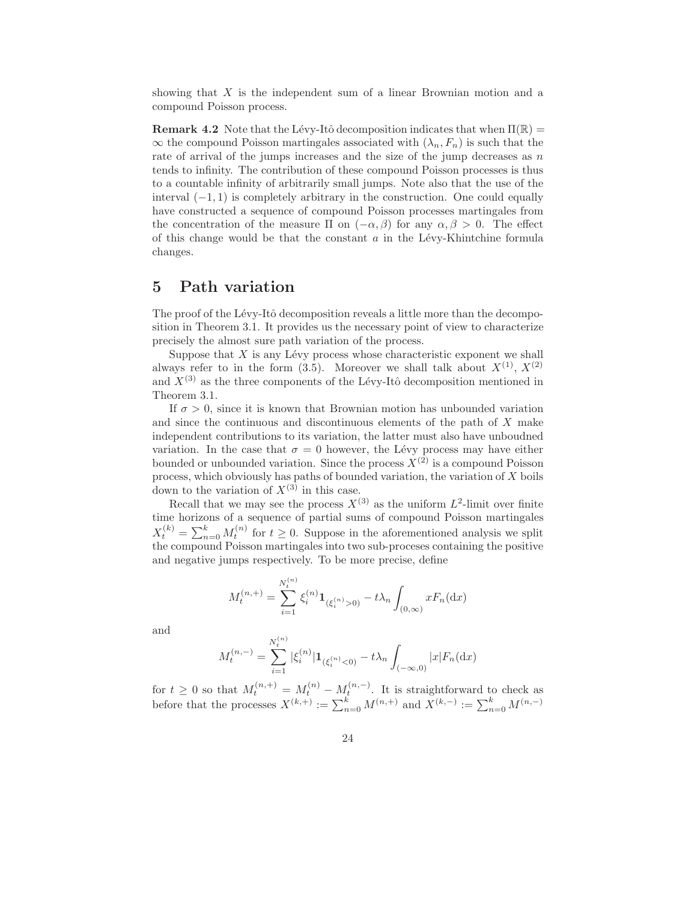showing that $X$ is the independent sum of a linear Brownian motion and a compound Poisson process.

**Remark 4.2** Note that the Lévy-Itô decomposition indicates that when $\Pi(\mathbb{R}) = \infty$ the compound Poisson martingales associated with $(\lambda_n, F_n)$ is such that the rate of arrival of the jumps increases and the size of the jump decreases as $n$ tends to infinity. The contribution of these compound Poisson processes is thus to a countable infinity of arbitrarily small jumps. Note also that the use of the interval $(-1, 1)$ is completely arbitrary in the construction. One could equally have constructed a sequence of compound Poisson processes martingales from the concentration of the measure $\Pi$ on $(-\alpha, \beta)$ for any $\alpha, \beta > 0$. The effect of this change would be that the constant $a$ in the Lévy-Khintchine formula changes.

# 5 Path variation

The proof of the Lévy-Itô decomposition reveals a little more than the decomposition in Theorem 3.1. It provides us the necessary point of view to characterize precisely the almost sure path variation of the process.

Suppose that $X$ is any Lévy process whose characteristic exponent we shall always refer to in the form (3.5). Moreover we shall talk about $X^{(1)}$, $X^{(2)}$ and $X^{(3)}$ as the three components of the Lévy-Itô decomposition mentioned in Theorem 3.1.

If $\sigma > 0$, since it is known that Brownian motion has unbounded variation and since the continuous and discontinuous elements of the path of $X$ make independent contributions to its variation, the latter must also have unboudned variation. In the case that $\sigma = 0$ however, the Lévy process may have either bounded or unbounded variation. Since the process $X^{(2)}$ is a compound Poisson process, which obviously has paths of bounded variation, the variation of $X$ boils down to the variation of $X^{(3)}$ in this case.

Recall that we may see the process $X^{(3)}$ as the uniform $L^2$-limit over finite time horizons of a sequence of partial sums of compound Poisson martingales $X_t^{(k)} = \sum_{n=0}^{k} M_t^{(n)}$ for $t \geq 0$. Suppose in the aforementioned analysis we split the compound Poisson martingales into two sub-proceses containing the positive and negative jumps respectively. To be more precise, define

$$M_t^{(n,+)} = \sum_{i=1}^{N_t^{(n)}} \xi_i^{(n)} \mathbf{1}_{(\xi_i^{(n)} > 0)} - t\lambda_n \int_{(0,\infty)} x F_n(\mathrm{d}x)$$

and

$$M_t^{(n,-)} = \sum_{i=1}^{N_t^{(n)}} |\xi_i^{(n)}| \mathbf{1}_{(\xi_i^{(n)} < 0)} - t\lambda_n \int_{(-\infty,0)} |x| F_n(\mathrm{d}x)$$

for $t \geq 0$ so that $M_t^{(n,+)} = M_t^{(n)} - M_t^{(n,-)}$. It is straightforward to check as before that the processes $X^{(k,+)} := \sum_{n=0}^{k} M^{(n,+)}$ and $X^{(k,-)} := \sum_{n=0}^{k} M^{(n,-)}$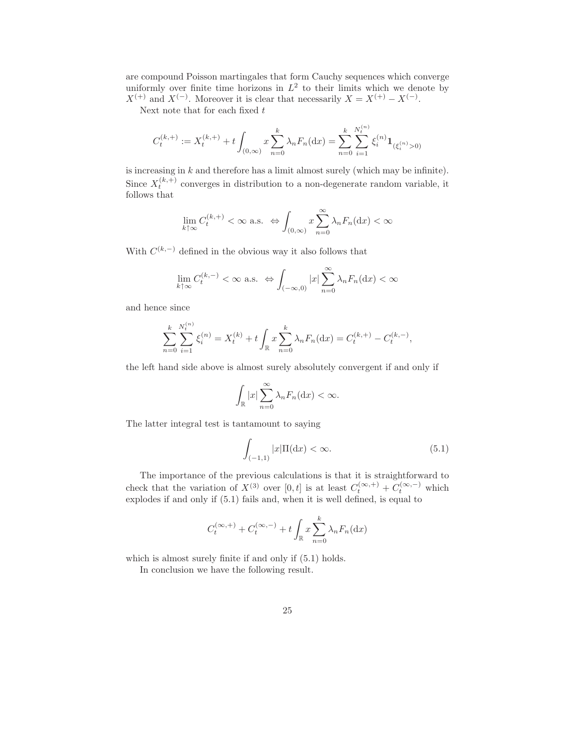are compound Poisson martingales that form Cauchy sequences which converge uniformly over finite time horizons in $L^2$ to their limits which we denote by $X^{(+)}$ and $X^{(-)}$. Moreover it is clear that necessarily $X = X^{(+)} - X^{(-)}$.

Next note that for each fixed $t$

$$C_t^{(k,+)} := X_t^{(k,+)} + t\int_{(0,\infty)} x \sum_{n=0}^{k} \lambda_n F_n(\mathrm{d}x) = \sum_{n=0}^{k} \sum_{i=1}^{N_t^{(n)}} \xi_i^{(n)} \mathbf{1}_{(\xi_i^{(n)}>0)}$$

is increasing in $k$ and therefore has a limit almost surely (which may be infinite). Since $X_t^{(k,+)}$ converges in distribution to a non-degenerate random variable, it follows that

$$\lim_{k\uparrow\infty} C_t^{(k,+)} < \infty \text{ a.s. } \Leftrightarrow \int_{(0,\infty)} x \sum_{n=0}^{\infty} \lambda_n F_n(\mathrm{d}x) < \infty$$

With $C^{(k,-)}$ defined in the obvious way it also follows that

$$\lim_{k\uparrow\infty} C_t^{(k,-)} < \infty \text{ a.s. } \Leftrightarrow \int_{(-\infty,0)} |x| \sum_{n=0}^{\infty} \lambda_n F_n(\mathrm{d}x) < \infty$$

and hence since

$$\sum_{n=0}^{k} \sum_{i=1}^{N_t^{(n)}} \xi_i^{(n)} = X_t^{(k)} + t\int_{\mathbb{R}} x \sum_{n=0}^{k} \lambda_n F_n(\mathrm{d}x) = C_t^{(k,+)} - C_t^{(k,-)},$$

the left hand side above is almost surely absolutely convergent if and only if

$$\int_{\mathbb{R}} |x| \sum_{n=0}^{\infty} \lambda_n F_n(\mathrm{d}x) < \infty.$$

The latter integral test is tantamount to saying

$$\int_{(-1,1)} |x|\Pi(\mathrm{d}x) < \infty. \tag{5.1}$$

The importance of the previous calculations is that it is straightforward to check that the variation of $X^{(3)}$ over $[0,t]$ is at least $C_t^{(\infty,+)} + C_t^{(\infty,-)}$ which explodes if and only if (5.1) fails and, when it is well defined, is equal to

$$C_t^{(\infty,+)} + C_t^{(\infty,-)} + t\int_{\mathbb{R}} x \sum_{n=0}^{k} \lambda_n F_n(\mathrm{d}x)$$

which is almost surely finite if and only if (5.1) holds.

In conclusion we have the following result.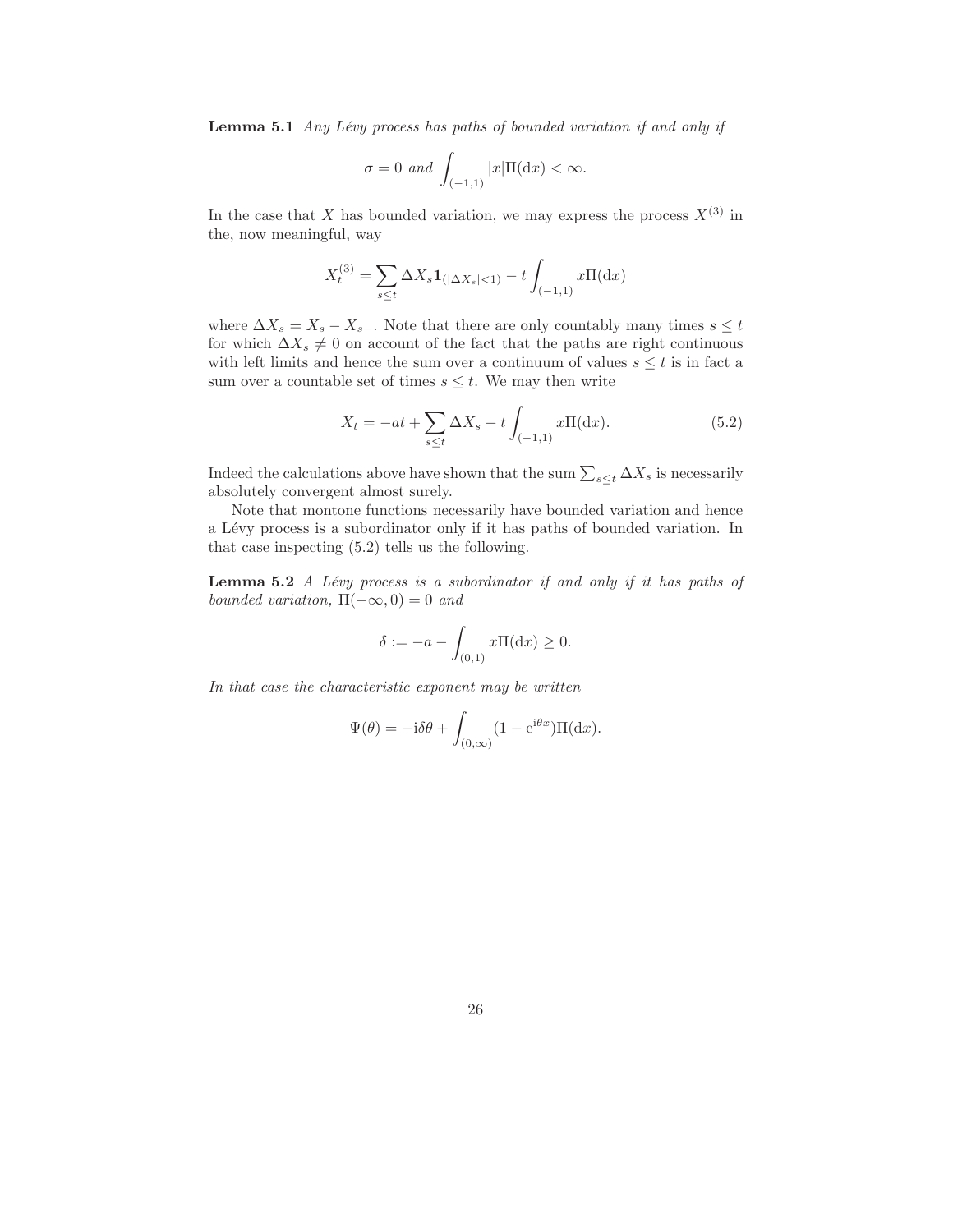**Lemma 5.1** *Any Lévy process has paths of bounded variation if and only if*

$$\sigma = 0 \text{ and } \int_{(-1,1)} |x|\Pi(\mathrm{d}x) < \infty.$$

In the case that $X$ has bounded variation, we may express the process $X^{(3)}$ in the, now meaningful, way

$$X_t^{(3)} = \sum_{s\leq t} \Delta X_s \mathbf{1}_{(|\Delta X_s|<1)} - t\int_{(-1,1)} x\Pi(\mathrm{d}x)$$

where $\Delta X_s = X_s - X_{s-}$. Note that there are only countably many times $s \leq t$ for which $\Delta X_s \neq 0$ on account of the fact that the paths are right continuous with left limits and hence the sum over a continuum of values $s \leq t$ is in fact a sum over a countable set of times $s \leq t$. We may then write

$$X_t = -at + \sum_{s\leq t} \Delta X_s - t\int_{(-1,1)} x\Pi(\mathrm{d}x). \tag{5.2}$$

Indeed the calculations above have shown that the sum $\sum_{s\leq t} \Delta X_s$ is necessarily absolutely convergent almost surely.

Note that montone functions necessarily have bounded variation and hence a Lévy process is a subordinator only if it has paths of bounded variation. In that case inspecting (5.2) tells us the following.

**Lemma 5.2** *A Lévy process is a subordinator if and only if it has paths of bounded variation, $\Pi(-\infty, 0) = 0$ and*

$$\delta := -a - \int_{(0,1)} x\Pi(\mathrm{d}x) \geq 0.$$

*In that case the characteristic exponent may be written*

$$\Psi(\theta) = -\mathrm{i}\delta\theta + \int_{(0,\infty)} (1 - \mathrm{e}^{\mathrm{i}\theta x})\Pi(\mathrm{d}x).$$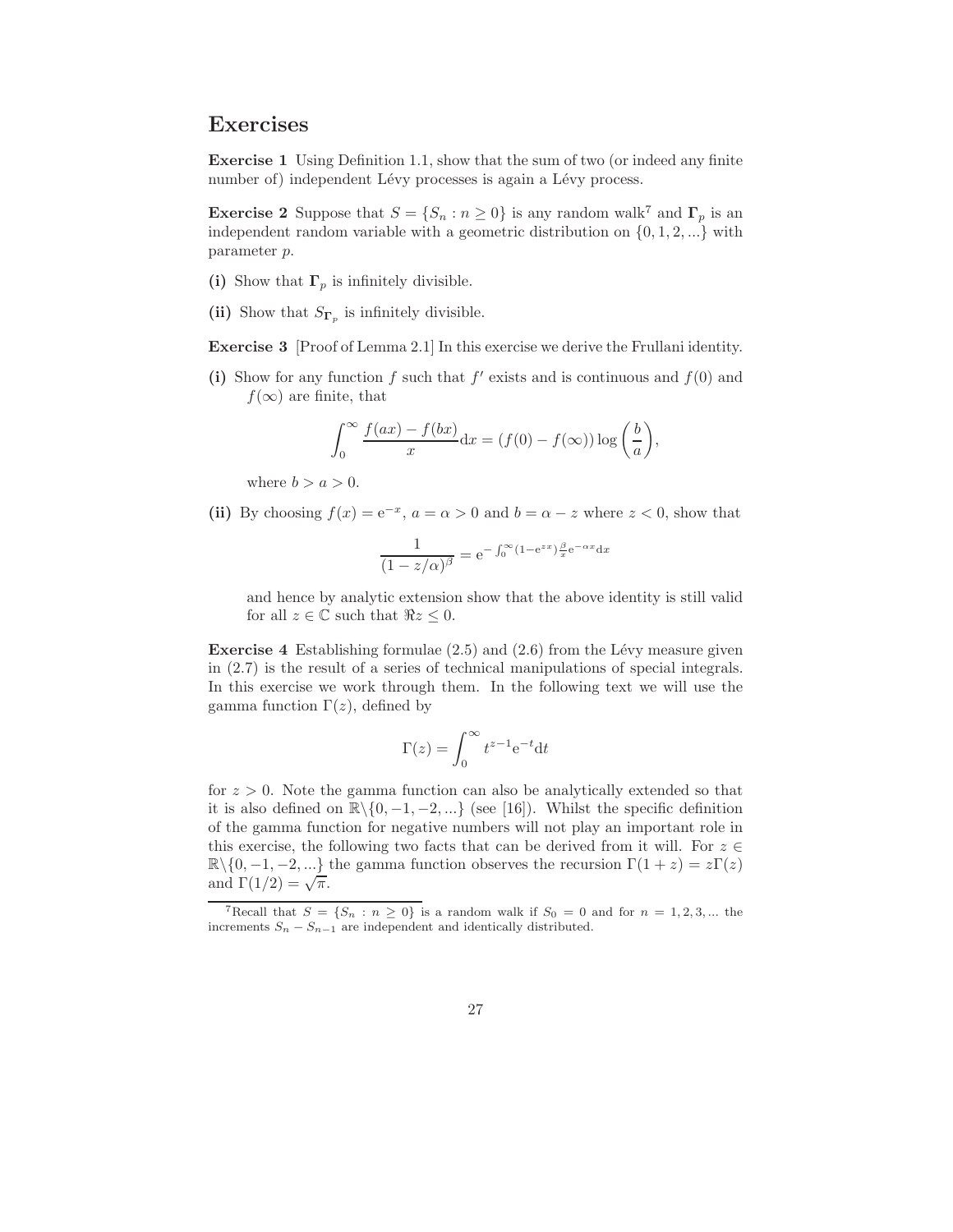## Exercises

**Exercise 1** Using Definition 1.1, show that the sum of two (or indeed any finite number of) independent Lévy processes is again a Lévy process.

**Exercise 2** Suppose that $S = \{S_n : n \geq 0\}$ is any random walk[7] and $\mathbf{\Gamma}_p$ is an independent random variable with a geometric distribution on $\{0, 1, 2, ...\}$ with parameter $p$.

**(i)** Show that $\mathbf{\Gamma}_p$ is infinitely divisible.

**(ii)** Show that $S_{\mathbf{\Gamma}_p}$ is infinitely divisible.

**Exercise 3** [Proof of Lemma 2.1] In this exercise we derive the Frullani identity.

**(i)** Show for any function $f$ such that $f'$ exists and is continuous and $f(0)$ and $f(\infty)$ are finite, that

$$\int_0^\infty \frac{f(ax) - f(bx)}{x} \mathrm{d}x = (f(0) - f(\infty)) \log\left(\frac{b}{a}\right),$$

where $b > a > 0$.

**(ii)** By choosing $f(x) = \mathrm{e}^{-x}$, $a = \alpha > 0$ and $b = \alpha - z$ where $z < 0$, show that

$$\frac{1}{(1 - z/\alpha)^\beta} = \mathrm{e}^{-\int_0^\infty (1 - \mathrm{e}^{zx}) \frac{\beta}{x} \mathrm{e}^{-\alpha x} \mathrm{d}x}$$

and hence by analytic extension show that the above identity is still valid for all $z \in \mathbb{C}$ such that $\Re z \leq 0$.

**Exercise 4** Establishing formulae (2.5) and (2.6) from the Lévy measure given in (2.7) is the result of a series of technical manipulations of special integrals. In this exercise we work through them. In the following text we will use the gamma function $\Gamma(z)$, defined by

$$\Gamma(z) = \int_0^\infty t^{z-1} \mathrm{e}^{-t} \mathrm{d}t$$

for $z > 0$. Note the gamma function can also be analytically extended so that it is also defined on $\mathbb{R} \backslash \{0, -1, -2, ...\}$ (see [16]). Whilst the specific definition of the gamma function for negative numbers will not play an important role in this exercise, the following two facts that can be derived from it will. For $z \in \mathbb{R} \backslash \{0, -1, -2, ...\}$ the gamma function observes the recursion $\Gamma(1 + z) = z\Gamma(z)$ and $\Gamma(1/2) = \sqrt{\pi}$.

[7] Recall that $S = \{S_n : n \geq 0\}$ is a random walk if $S_0 = 0$ and for $n = 1, 2, 3, ...$ the increments $S_n - S_{n-1}$ are independent and identically distributed.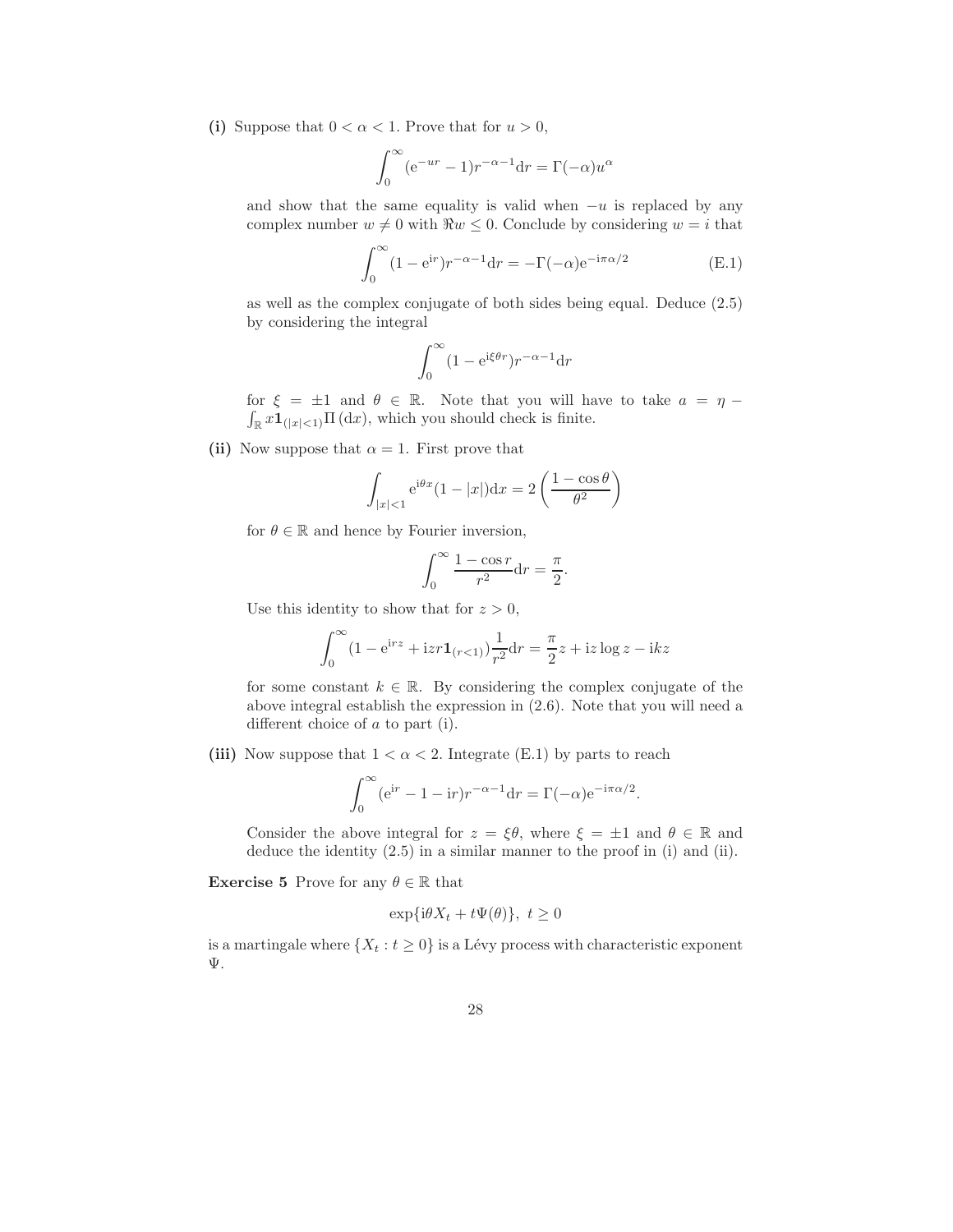**(i)** Suppose that $0 < \alpha < 1$. Prove that for $u > 0$,

$$\int_0^\infty (\mathrm{e}^{-ur} - 1) r^{-\alpha-1} \mathrm{d}r = \Gamma(-\alpha) u^\alpha$$

and show that the same equality is valid when $-u$ is replaced by any complex number $w \neq 0$ with $\Re w \leq 0$. Conclude by considering $w = i$ that

$$\int_0^\infty (1 - \mathrm{e}^{\mathrm{i}r}) r^{-\alpha-1} \mathrm{d}r = -\Gamma(-\alpha) \mathrm{e}^{-\mathrm{i}\pi\alpha/2} \tag{E.1}$$

as well as the complex conjugate of both sides being equal. Deduce (2.5) by considering the integral

$$\int_0^\infty (1 - \mathrm{e}^{\mathrm{i}\xi\theta r}) r^{-\alpha-1} \mathrm{d}r$$

for $\xi = \pm 1$ and $\theta \in \mathbb{R}$. Note that you will have to take $a = \eta - \int_{\mathbb{R}} x \mathbf{1}_{(|x|<1)} \Pi(\mathrm{d}x)$, which you should check is finite.

**(ii)** Now suppose that $\alpha = 1$. First prove that

$$\int_{|x|<1} \mathrm{e}^{\mathrm{i}\theta x} (1 - |x|) \mathrm{d}x = 2 \left( \frac{1 - \cos\theta}{\theta^2} \right)$$

for $\theta \in \mathbb{R}$ and hence by Fourier inversion,

$$\int_0^\infty \frac{1 - \cos r}{r^2} \mathrm{d}r = \frac{\pi}{2}.$$

Use this identity to show that for $z > 0$,

$$\int_0^\infty (1 - \mathrm{e}^{\mathrm{i}rz} + \mathrm{i}zr\mathbf{1}_{(r<1)}) \frac{1}{r^2} \mathrm{d}r = \frac{\pi}{2} z + \mathrm{i}z \log z - \mathrm{i}kz$$

for some constant $k \in \mathbb{R}$. By considering the complex conjugate of the above integral establish the expression in (2.6). Note that you will need a different choice of $a$ to part (i).

**(iii)** Now suppose that $1 < \alpha < 2$. Integrate (E.1) by parts to reach

$$\int_0^\infty (\mathrm{e}^{\mathrm{i}r} - 1 - \mathrm{i}r) r^{-\alpha-1} \mathrm{d}r = \Gamma(-\alpha) \mathrm{e}^{-\mathrm{i}\pi\alpha/2}.$$

Consider the above integral for $z = \xi\theta$, where $\xi = \pm 1$ and $\theta \in \mathbb{R}$ and deduce the identity (2.5) in a similar manner to the proof in (i) and (ii).

**Exercise 5** Prove for any $\theta \in \mathbb{R}$ that

$$\exp\{\mathrm{i}\theta X_t + t\Psi(\theta)\},\ t \geq 0$$

is a martingale where $\{X_t : t \geq 0\}$ is a Lévy process with characteristic exponent $\Psi$.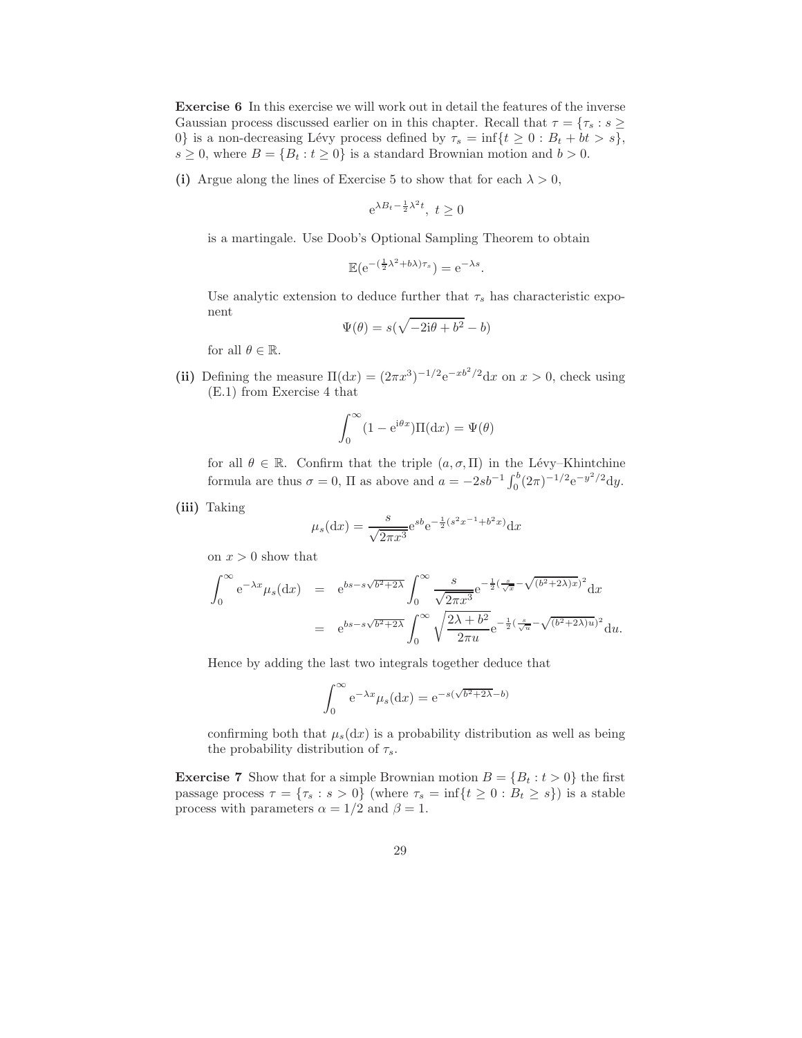**Exercise 6** In this exercise we will work out in detail the features of the inverse Gaussian process discussed earlier on in this chapter. Recall that $\tau = \{\tau_s : s \geq 0\}$ is a non-decreasing Lévy process defined by $\tau_s = \inf\{t \geq 0 : B_t + bt > s\}$, $s \geq 0$, where $B = \{B_t : t \geq 0\}$ is a standard Brownian motion and $b > 0$.

**(i)** Argue along the lines of Exercise 5 to show that for each $\lambda > 0$,

$$\mathrm{e}^{\lambda B_t - \frac{1}{2}\lambda^2 t},\ t \geq 0$$

is a martingale. Use Doob's Optional Sampling Theorem to obtain

$$\mathbb{E}(\mathrm{e}^{-(\frac{1}{2}\lambda^2 + b\lambda)\tau_s}) = \mathrm{e}^{-\lambda s}.$$

Use analytic extension to deduce further that $\tau_s$ has characteristic exponent

$$\Psi(\theta) = s(\sqrt{-2\mathrm{i}\theta + b^2} - b)$$

for all $\theta \in \mathbb{R}$.

**(ii)** Defining the measure $\Pi(\mathrm{d}x) = (2\pi x^3)^{-1/2}\mathrm{e}^{-xb^2/2}\mathrm{d}x$ on $x > 0$, check using (E.1) from Exercise 4 that

$$\int_0^\infty (1 - \mathrm{e}^{\mathrm{i}\theta x})\Pi(\mathrm{d}x) = \Psi(\theta)$$

for all $\theta \in \mathbb{R}$. Confirm that the triple $(a, \sigma, \Pi)$ in the Lévy–Khintchine formula are thus $\sigma = 0$, $\Pi$ as above and $a = -2sb^{-1}\int_0^b (2\pi)^{-1/2}\mathrm{e}^{-y^2/2}\mathrm{d}y$.

**(iii)** Taking

$$\mu_s(\mathrm{d}x) = \frac{s}{\sqrt{2\pi x^3}}\mathrm{e}^{sb}\mathrm{e}^{-\frac{1}{2}(s^2x^{-1} + b^2x)}\mathrm{d}x$$

on $x > 0$ show that

$$\begin{aligned}
\int_0^\infty \mathrm{e}^{-\lambda x}\mu_s(\mathrm{d}x) &= \mathrm{e}^{bs - s\sqrt{b^2+2\lambda}}\int_0^\infty \frac{s}{\sqrt{2\pi x^3}}\mathrm{e}^{-\frac{1}{2}(\frac{s}{\sqrt{x}} - \sqrt{(b^2+2\lambda)x})^2}\mathrm{d}x \\
&= \mathrm{e}^{bs - s\sqrt{b^2+2\lambda}}\int_0^\infty \sqrt{\frac{2\lambda + b^2}{2\pi u}}\mathrm{e}^{-\frac{1}{2}(\frac{s}{\sqrt{u}} - \sqrt{(b^2+2\lambda)u})^2}\mathrm{d}u.
\end{aligned}$$

Hence by adding the last two integrals together deduce that

$$\int_0^\infty \mathrm{e}^{-\lambda x}\mu_s(\mathrm{d}x) = \mathrm{e}^{-s(\sqrt{b^2+2\lambda} - b)}$$

confirming both that $\mu_s(\mathrm{d}x)$ is a probability distribution as well as being the probability distribution of $\tau_s$.

**Exercise 7** Show that for a simple Brownian motion $B = \{B_t : t > 0\}$ the first passage process $\tau = \{\tau_s : s > 0\}$ (where $\tau_s = \inf\{t \geq 0 : B_t \geq s\}$) is a stable process with parameters $\alpha = 1/2$ and $\beta = 1$.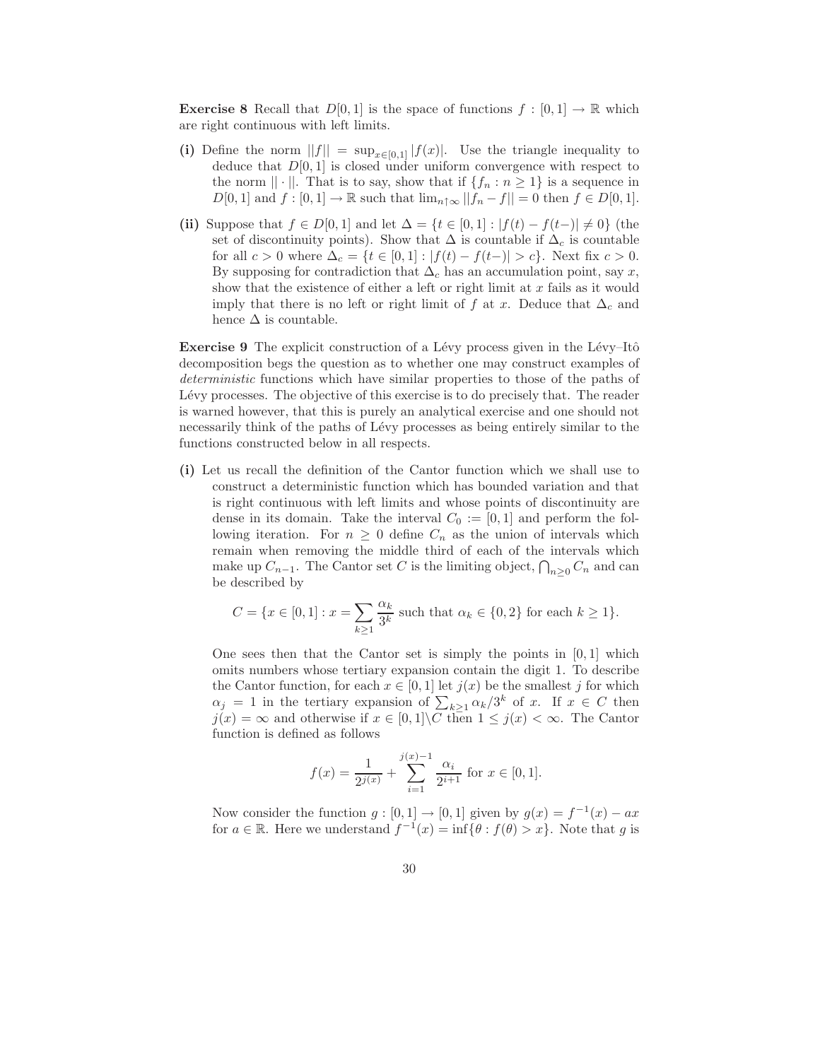**Exercise 8** Recall that $D[0,1]$ is the space of functions $f : [0,1] \to \mathbb{R}$ which are right continuous with left limits.

**(i)** Define the norm $||f|| = \sup_{x\in[0,1]} |f(x)|$. Use the triangle inequality to deduce that $D[0,1]$ is closed under uniform convergence with respect to the norm $|| \cdot ||$. That is to say, show that if $\{f_n : n \geq 1\}$ is a sequence in $D[0,1]$ and $f : [0,1] \to \mathbb{R}$ such that $\lim_{n\uparrow\infty} ||f_n - f|| = 0$ then $f \in D[0,1]$.

**(ii)** Suppose that $f \in D[0,1]$ and let $\Delta = \{t \in [0,1] : |f(t) - f(t-)| \neq 0\}$ (the set of discontinuity points). Show that $\Delta$ is countable if $\Delta_c$ is countable for all $c > 0$ where $\Delta_c = \{t \in [0,1] : |f(t) - f(t-)| > c\}$. Next fix $c > 0$. By supposing for contradiction that $\Delta_c$ has an accumulation point, say $x$, show that the existence of either a left or right limit at $x$ fails as it would imply that there is no left or right limit of $f$ at $x$. Deduce that $\Delta_c$ and hence $\Delta$ is countable.

**Exercise 9** The explicit construction of a Lévy process given in the Lévy–Itô decomposition begs the question as to whether one may construct examples of *deterministic* functions which have similar properties to those of the paths of Lévy processes. The objective of this exercise is to do precisely that. The reader is warned however, that this is purely an analytical exercise and one should not necessarily think of the paths of Lévy processes as being entirely similar to the functions constructed below in all respects.

**(i)** Let us recall the definition of the Cantor function which we shall use to construct a deterministic function which has bounded variation and that is right continuous with left limits and whose points of discontinuity are dense in its domain. Take the interval $C_0 := [0,1]$ and perform the following iteration. For $n \geq 0$ define $C_n$ as the union of intervals which remain when removing the middle third of each of the intervals which make up $C_{n-1}$. The Cantor set $C$ is the limiting object, $\bigcap_{n\geq 0} C_n$ and can be described by

$$C = \{x \in [0,1] : x = \sum_{k\geq 1} \frac{\alpha_k}{3^k} \text{ such that } \alpha_k \in \{0,2\} \text{ for each } k \geq 1\}.$$

One sees then that the Cantor set is simply the points in $[0,1]$ which omits numbers whose tertiary expansion contain the digit 1. To describe the Cantor function, for each $x \in [0,1]$ let $j(x)$ be the smallest $j$ for which $\alpha_j = 1$ in the tertiary expansion of $\sum_{k\geq 1} \alpha_k/3^k$ of $x$. If $x \in C$ then $j(x) = \infty$ and otherwise if $x \in [0,1]\backslash C$ then $1 \leq j(x) < \infty$. The Cantor function is defined as follows

$$f(x) = \frac{1}{2^{j(x)}} + \sum_{i=1}^{j(x)-1} \frac{\alpha_i}{2^{i+1}} \text{ for } x \in [0,1].$$

Now consider the function $g : [0,1] \to [0,1]$ given by $g(x) = f^{-1}(x) - ax$ for $a \in \mathbb{R}$. Here we understand $f^{-1}(x) = \inf\{\theta : f(\theta) > x\}$. Note that $g$ is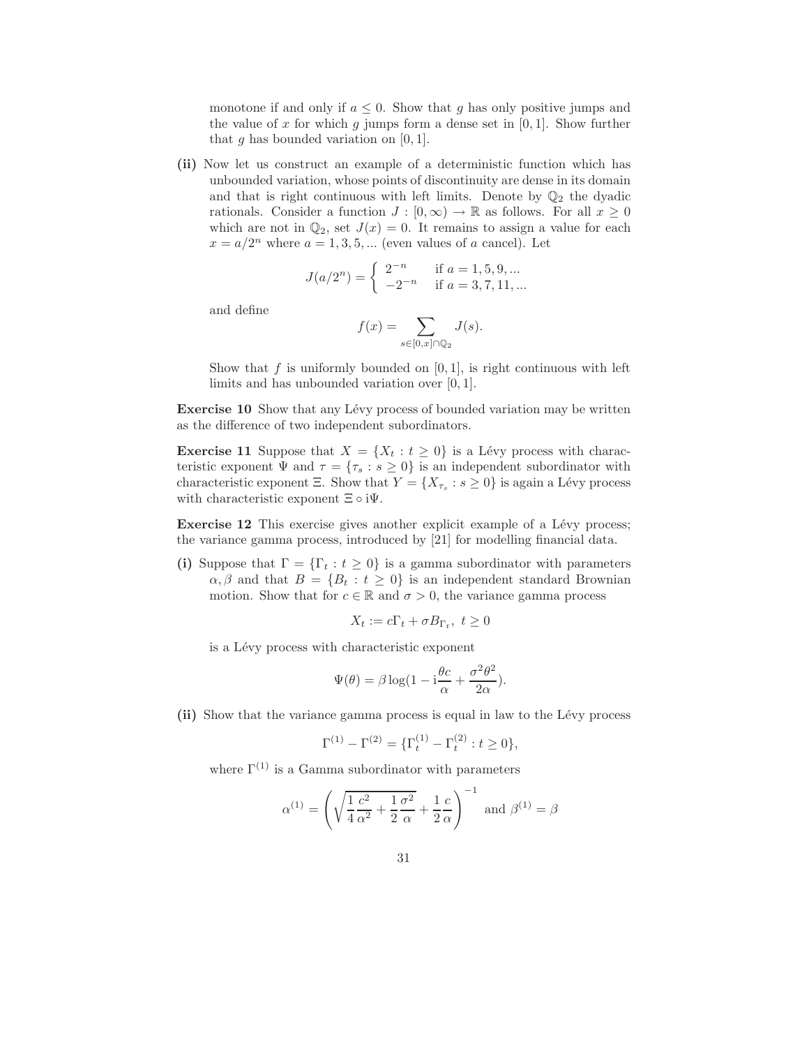monotone if and only if $a \leq 0$. Show that $g$ has only positive jumps and the value of $x$ for which $g$ jumps form a dense set in $[0,1]$. Show further that $g$ has bounded variation on $[0,1]$.

**(ii)** Now let us construct an example of a deterministic function which has unbounded variation, whose points of discontinuity are dense in its domain and that is right continuous with left limits. Denote by $\mathbb{Q}_2$ the dyadic rationals. Consider a function $J : [0,\infty) \to \mathbb{R}$ as follows. For all $x \geq 0$ which are not in $\mathbb{Q}_2$, set $J(x) = 0$. It remains to assign a value for each $x = a/2^n$ where $a = 1, 3, 5, ...$ (even values of $a$ cancel). Let

$$J(a/2^n) = \begin{cases} 2^{-n} & \text{if } a = 1, 5, 9, ... \\ -2^{-n} & \text{if } a = 3, 7, 11, ... \end{cases}$$

and define

$$f(x) = \sum_{s \in [0,x] \cap \mathbb{Q}_2} J(s).$$

Show that $f$ is uniformly bounded on $[0,1]$, is right continuous with left limits and has unbounded variation over $[0,1]$.

**Exercise 10** Show that any Lévy process of bounded variation may be written as the difference of two independent subordinators.

**Exercise 11** Suppose that $X = \{X_t : t \geq 0\}$ is a Lévy process with characteristic exponent $\Psi$ and $\tau = \{\tau_s : s \geq 0\}$ is an independent subordinator with characteristic exponent $\Xi$. Show that $Y = \{X_{\tau_s} : s \geq 0\}$ is again a Lévy process with characteristic exponent $\Xi \circ \mathrm{i}\Psi$.

**Exercise 12** This exercise gives another explicit example of a Lévy process; the variance gamma process, introduced by [21] for modelling financial data.

**(i)** Suppose that $\Gamma = \{\Gamma_t : t \geq 0\}$ is a gamma subordinator with parameters $\alpha, \beta$ and that $B = \{B_t : t \geq 0\}$ is an independent standard Brownian motion. Show that for $c \in \mathbb{R}$ and $\sigma > 0$, the variance gamma process

$$X_t := c\Gamma_t + \sigma B_{\Gamma_t}, \ t \geq 0$$

is a Lévy process with characteristic exponent

$$\Psi(\theta) = \beta \log(1 - \mathrm{i}\frac{\theta c}{\alpha} + \frac{\sigma^2 \theta^2}{2\alpha}).$$

**(ii)** Show that the variance gamma process is equal in law to the Lévy process

$$\Gamma^{(1)} - \Gamma^{(2)} = \{\Gamma^{(1)}_t - \Gamma^{(2)}_t : t \geq 0\},$$

where $\Gamma^{(1)}$ is a Gamma subordinator with parameters

$$\alpha^{(1)} = \left( \sqrt{\frac{1}{4}\frac{c^2}{\alpha^2} + \frac{1}{2}\frac{\sigma^2}{\alpha}} + \frac{1}{2}\frac{c}{\alpha} \right)^{-1} \text{ and } \beta^{(1)} = \beta$$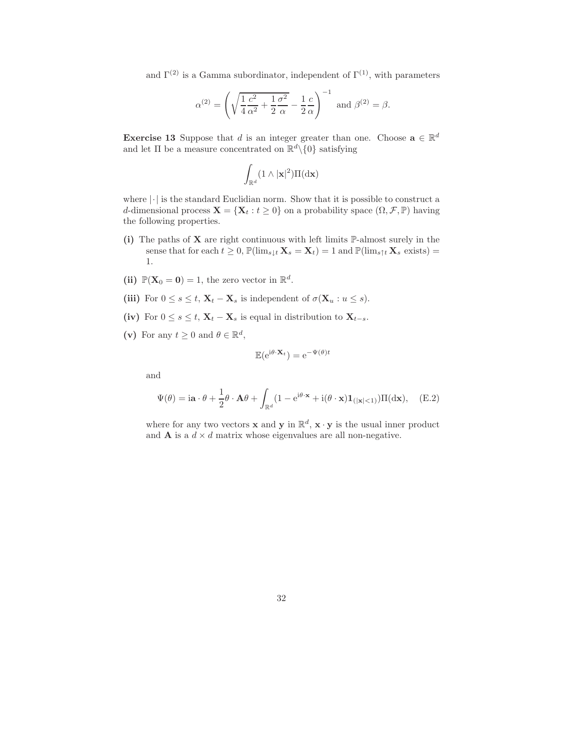and $\Gamma^{(2)}$ is a Gamma subordinator, independent of $\Gamma^{(1)}$, with parameters

$$\alpha^{(2)} = \left(\sqrt{\frac{1}{4}\frac{c^2}{\alpha^2} + \frac{1}{2}\frac{\sigma^2}{\alpha}} - \frac{1}{2}\frac{c}{\alpha}\right)^{-1} \text{ and } \beta^{(2)} = \beta.$$

**Exercise 13** Suppose that $d$ is an integer greater than one. Choose $\mathbf{a} \in \mathbb{R}^d$ and let $\Pi$ be a measure concentrated on $\mathbb{R}^d \backslash \{0\}$ satisfying

$$\int_{\mathbb{R}^d} (1 \wedge |\mathbf{x}|^2) \Pi(\mathrm{d}\mathbf{x})$$

where $|\cdot|$ is the standard Euclidian norm. Show that it is possible to construct a $d$-dimensional process $\mathbf{X} = \{\mathbf{X}_t : t \geq 0\}$ on a probability space $(\Omega, \mathcal{F}, \mathbb{P})$ having the following properties.

**(i)** The paths of $\mathbf{X}$ are right continuous with left limits $\mathbb{P}$-almost surely in the sense that for each $t \geq 0$, $\mathbb{P}(\lim_{s \downarrow t} \mathbf{X}_s = \mathbf{X}_t) = 1$ and $\mathbb{P}(\lim_{s \uparrow t} \mathbf{X}_s \text{ exists}) = 1$.

**(ii)** $\mathbb{P}(\mathbf{X}_0 = \mathbf{0}) = 1$, the zero vector in $\mathbb{R}^d$.

**(iii)** For $0 \leq s \leq t$, $\mathbf{X}_t - \mathbf{X}_s$ is independent of $\sigma(\mathbf{X}_u : u \leq s)$.

**(iv)** For $0 \leq s \leq t$, $\mathbf{X}_t - \mathbf{X}_s$ is equal in distribution to $\mathbf{X}_{t-s}$.

**(v)** For any $t \geq 0$ and $\theta \in \mathbb{R}^d$,

$$\mathbb{E}(\mathrm{e}^{\mathrm{i}\theta \cdot \mathbf{X}_t}) = \mathrm{e}^{-\Psi(\theta)t}$$

and

$$\Psi(\theta) = \mathrm{i}\mathbf{a} \cdot \theta + \frac{1}{2}\theta \cdot \mathbf{A}\theta + \int_{\mathbb{R}^d} (1 - \mathrm{e}^{\mathrm{i}\theta \cdot \mathbf{x}} + \mathrm{i}(\theta \cdot \mathbf{x})\mathbf{1}_{(|\mathbf{x}|<1)}) \Pi(\mathrm{d}\mathbf{x}), \quad \text{(E.2)}$$

where for any two vectors $\mathbf{x}$ and $\mathbf{y}$ in $\mathbb{R}^d$, $\mathbf{x} \cdot \mathbf{y}$ is the usual inner product and $\mathbf{A}$ is a $d \times d$ matrix whose eigenvalues are all non-negative.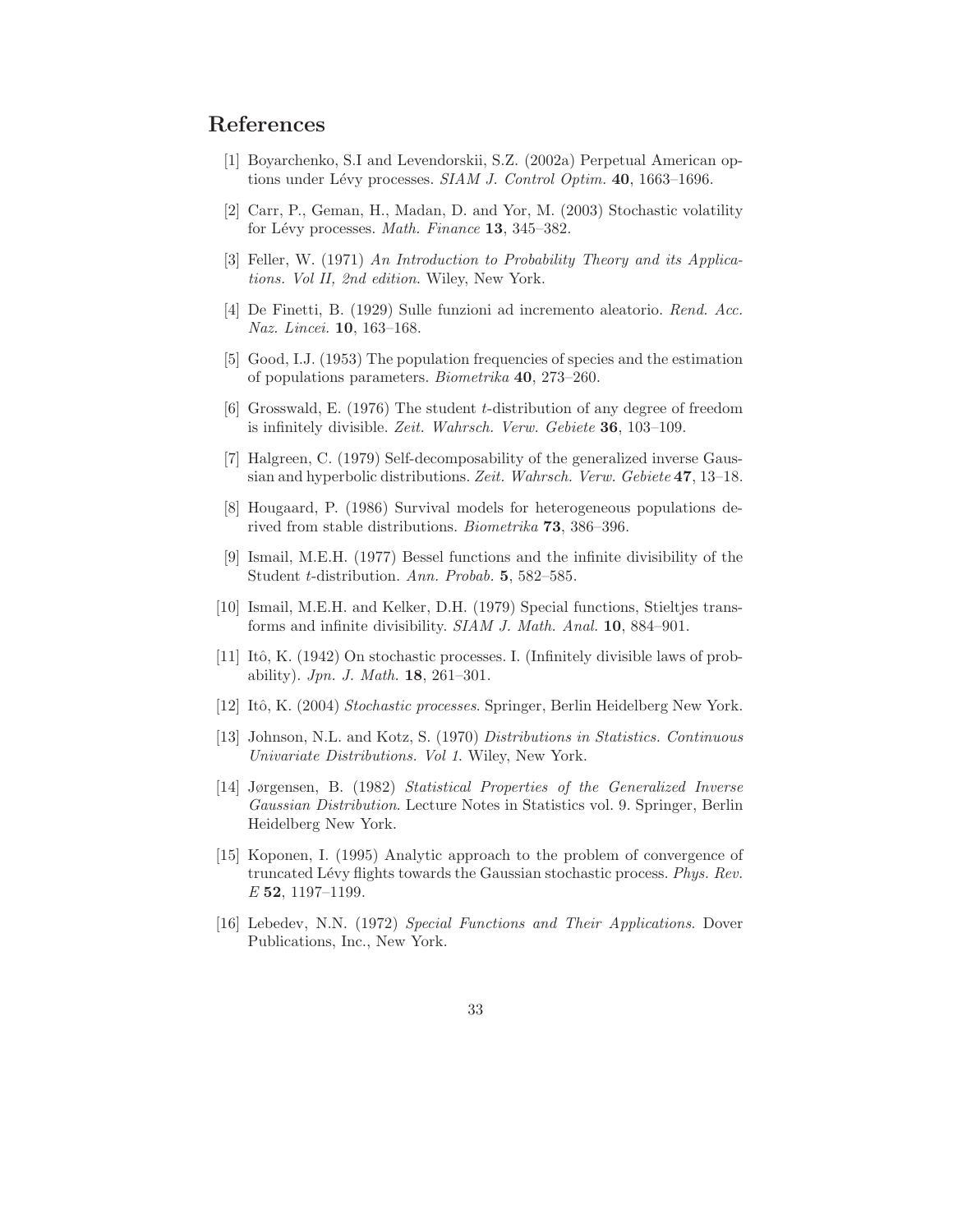## References

[1] Boyarchenko, S.I and Levendorskii, S.Z. (2002a) Perpetual American options under Lévy processes. *SIAM J. Control Optim.* **40**, 1663–1696.

[2] Carr, P., Geman, H., Madan, D. and Yor, M. (2003) Stochastic volatility for Lévy processes. *Math. Finance* **13**, 345–382.

[3] Feller, W. (1971) *An Introduction to Probability Theory and its Applications. Vol II, 2nd edition*. Wiley, New York.

[4] De Finetti, B. (1929) Sulle funzioni ad incremento aleatorio. *Rend. Acc. Naz. Lincei.* **10**, 163–168.

[5] Good, I.J. (1953) The population frequencies of species and the estimation of populations parameters. *Biometrika* **40**, 273–260.

[6] Grosswald, E. (1976) The student $t$-distribution of any degree of freedom is infinitely divisible. *Zeit. Wahrsch. Verw. Gebiete* **36**, 103–109.

[7] Halgreen, C. (1979) Self-decomposability of the generalized inverse Gaussian and hyperbolic distributions. *Zeit. Wahrsch. Verw. Gebiete* **47**, 13–18.

[8] Hougaard, P. (1986) Survival models for heterogeneous populations derived from stable distributions. *Biometrika* **73**, 386–396.

[9] Ismail, M.E.H. (1977) Bessel functions and the infinite divisibility of the Student $t$-distribution. *Ann. Probab.* **5**, 582–585.

[10] Ismail, M.E.H. and Kelker, D.H. (1979) Special functions, Stieltjes transforms and infinite divisibility. *SIAM J. Math. Anal.* **10**, 884–901.

[11] Itô, K. (1942) On stochastic processes. I. (Infinitely divisible laws of probability). *Jpn. J. Math.* **18**, 261–301.

[12] Itô, K. (2004) *Stochastic processes*. Springer, Berlin Heidelberg New York.

[13] Johnson, N.L. and Kotz, S. (1970) *Distributions in Statistics. Continuous Univariate Distributions. Vol 1.* Wiley, New York.

[14] Jørgensen, B. (1982) *Statistical Properties of the Generalized Inverse Gaussian Distribution*. Lecture Notes in Statistics vol. 9. Springer, Berlin Heidelberg New York.

[15] Koponen, I. (1995) Analytic approach to the problem of convergence of truncated Lévy flights towards the Gaussian stochastic process. *Phys. Rev. E* **52**, 1197–1199.

[16] Lebedev, N.N. (1972) *Special Functions and Their Applications*. Dover Publications, Inc., New York.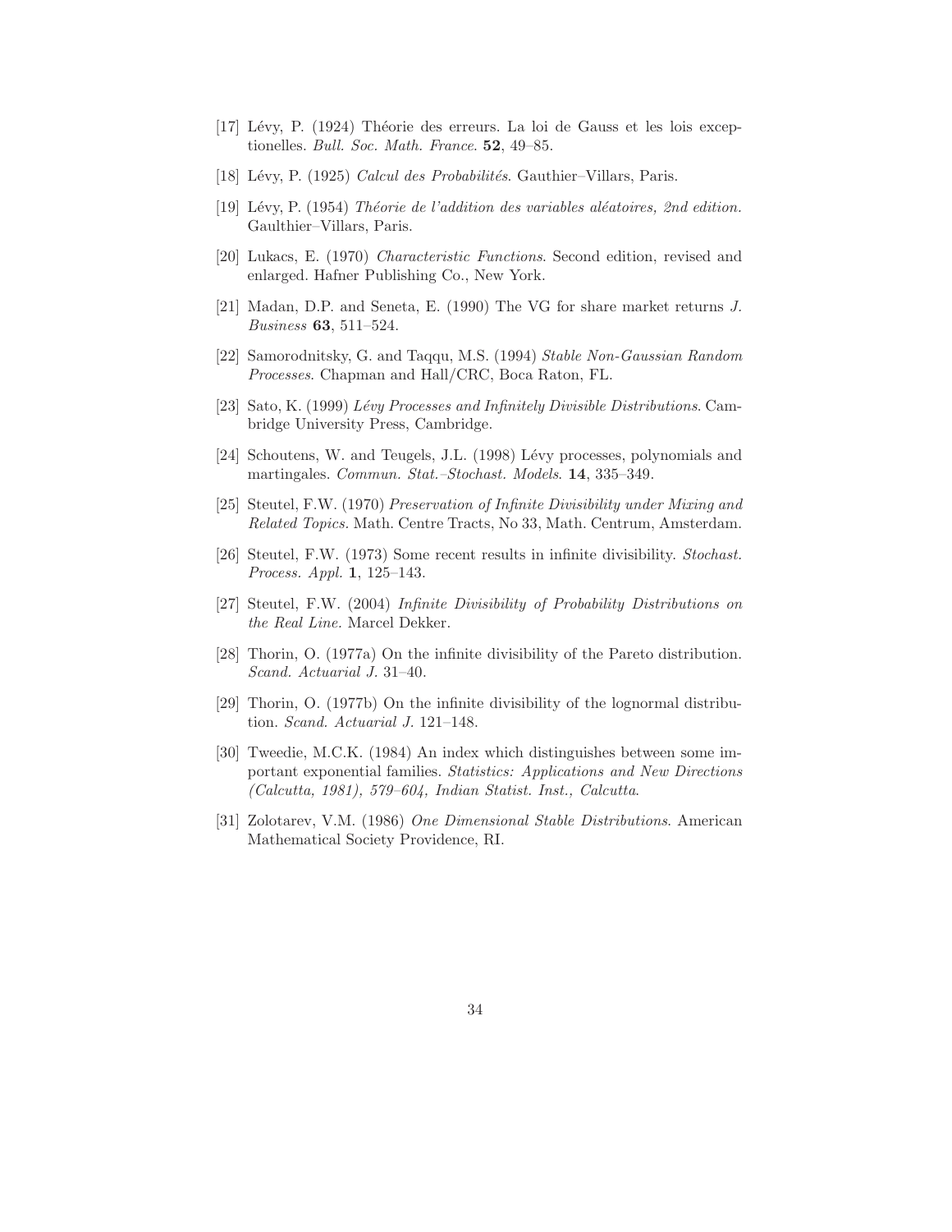[17] Lévy, P. (1924) Théorie des erreurs. La loi de Gauss et les lois exceptionelles. *Bull. Soc. Math. France*. **52**, 49–85.

[18] Lévy, P. (1925) *Calcul des Probabilités*. Gauthier–Villars, Paris.

[19] Lévy, P. (1954) *Théorie de l'addition des variables aléatoires, 2nd edition.* Gaulthier–Villars, Paris.

[20] Lukacs, E. (1970) *Characteristic Functions*. Second edition, revised and enlarged. Hafner Publishing Co., New York.

[21] Madan, D.P. and Seneta, E. (1990) The VG for share market returns *J. Business* **63**, 511–524.

[22] Samorodnitsky, G. and Taqqu, M.S. (1994) *Stable Non-Gaussian Random Processes*. Chapman and Hall/CRC, Boca Raton, FL.

[23] Sato, K. (1999) *Lévy Processes and Infinitely Divisible Distributions*. Cambridge University Press, Cambridge.

[24] Schoutens, W. and Teugels, J.L. (1998) Lévy processes, polynomials and martingales. *Commun. Stat.–Stochast. Models*. **14**, 335–349.

[25] Steutel, F.W. (1970) *Preservation of Infinite Divisibility under Mixing and Related Topics.* Math. Centre Tracts, No 33, Math. Centrum, Amsterdam.

[26] Steutel, F.W. (1973) Some recent results in infinite divisibility. *Stochast. Process. Appl.* **1**, 125–143.

[27] Steutel, F.W. (2004) *Infinite Divisibility of Probability Distributions on the Real Line.* Marcel Dekker.

[28] Thorin, O. (1977a) On the infinite divisibility of the Pareto distribution. *Scand. Actuarial J.* 31–40.

[29] Thorin, O. (1977b) On the infinite divisibility of the lognormal distribution. *Scand. Actuarial J.* 121–148.

[30] Tweedie, M.C.K. (1984) An index which distinguishes between some important exponential families. *Statistics: Applications and New Directions (Calcutta, 1981), 579–604, Indian Statist. Inst., Calcutta*.

[31] Zolotarev, V.M. (1986) *One Dimensional Stable Distributions*. American Mathematical Society Providence, RI.